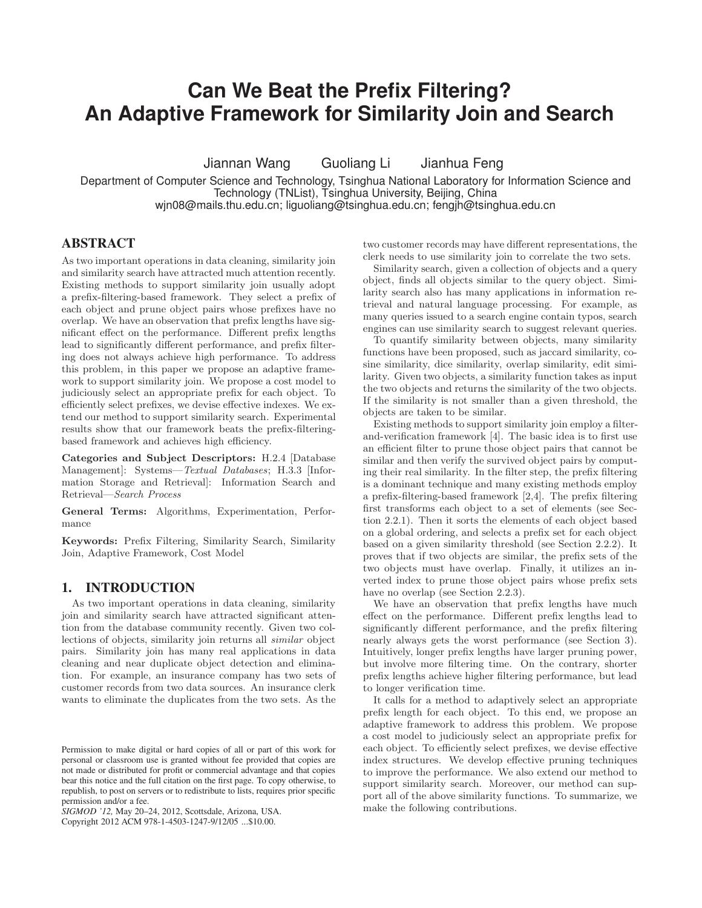# Can We Beat the Prefix Filtering? An Adaptive Framework for Similarity Join and Search

Jiannan Wang   Guoliang Li   Jianhua Feng

Department of Computer Science and Technology, Tsinghua National Laboratory for Information Science and Technology (TNList), Tsinghua University, Beijing, China
wjn08@mails.thu.edu.cn; liguoliang@tsinghua.edu.cn; fengjh@tsinghua.edu.cn

## ABSTRACT

As two important operations in data cleaning, similarity join and similarity search have attracted much attention recently. Existing methods to support similarity join usually adopt a prefix-filtering-based framework. They select a prefix of each object and prune object pairs whose prefixes have no overlap. We have an observation that prefix lengths have significant effect on the performance. Different prefix lengths lead to significantly different performance, and prefix filtering does not always achieve high performance. To address this problem, in this paper we propose an adaptive framework to support similarity join. We propose a cost model to judiciously select an appropriate prefix for each object. To efficiently select prefixes, we devise effective indexes. We extend our method to support similarity search. Experimental results show that our framework beats the prefix-filtering-based framework and achieves high efficiency.

**Categories and Subject Descriptors:** H.2.4 [Database Management]: Systems—*Textual Databases*; H.3.3 [Information Storage and Retrieval]: Information Search and Retrieval—*Search Process*

**General Terms:** Algorithms, Experimentation, Performance

**Keywords:** Prefix Filtering, Similarity Search, Similarity Join, Adaptive Framework, Cost Model

## 1. INTRODUCTION

As two important operations in data cleaning, similarity join and similarity search have attracted significant attention from the database community recently. Given two collections of objects, similarity join returns all *similar* object pairs. Similarity join has many real applications in data cleaning and near duplicate object detection and elimination. For example, an insurance company has two sets of customer records from two data sources. An insurance clerk wants to eliminate the duplicates from the two sets. As the two customer records may have different representations, the clerk needs to use similarity join to correlate the two sets.

Similarity search, given a collection of objects and a query object, finds all objects similar to the query object. Similarity search also has many applications in information retrieval and natural language processing. For example, as many queries issued to a search engine contain typos, search engines can use similarity search to suggest relevant queries.

To quantify similarity between objects, many similarity functions have been proposed, such as jaccard similarity, cosine similarity, dice similarity, overlap similarity, edit similarity. Given two objects, a similarity function takes as input the two objects and returns the similarity of the two objects. If the similarity is not smaller than a given threshold, the objects are taken to be similar.

Existing methods to support similarity join employ a filter-and-verification framework [4]. The basic idea is to first use an efficient filter to prune those object pairs that cannot be similar and then verify the survived object pairs by computing their real similarity. In the filter step, the prefix filtering is a dominant technique and many existing methods employ a prefix-filtering-based framework [2,4]. The prefix filtering first transforms each object to a set of elements (see Section 2.2.1). Then it sorts the elements of each object based on a global ordering, and selects a prefix set for each object based on a given similarity threshold (see Section 2.2.2). It proves that if two objects are similar, the prefix sets of the two objects must have overlap. Finally, it utilizes an inverted index to prune those object pairs whose prefix sets have no overlap (see Section 2.2.3).

We have an observation that prefix lengths have much effect on the performance. Different prefix lengths lead to significantly different performance, and the prefix filtering nearly always gets the worst performance (see Section 3). Intuitively, longer prefix lengths have larger pruning power, but involve more filtering time. On the contrary, shorter prefix lengths achieve higher filtering performance, but lead to longer verification time.

It calls for a method to adaptively select an appropriate prefix length for each object. To this end, we propose an adaptive framework to address this problem. We propose a cost model to judiciously select an appropriate prefix for each object. To efficiently select prefixes, we devise effective index structures. We develop effective pruning techniques to improve the performance. We also extend our method to support similarity search. Moreover, our method can support all of the above similarity functions. To summarize, we make the following contributions.

Permission to make digital or hard copies of all or part of this work for personal or classroom use is granted without fee provided that copies are not made or distributed for profit or commercial advantage and that copies bear this notice and the full citation on the first page. To copy otherwise, to republish, to post on servers or to redistribute to lists, requires prior specific permission and/or a fee.
*SIGMOD '12,* May 20–24, 2012, Scottsdale, Arizona, USA.
Copyright 2012 ACM 978-1-4503-1247-9/12/05 ...$10.00.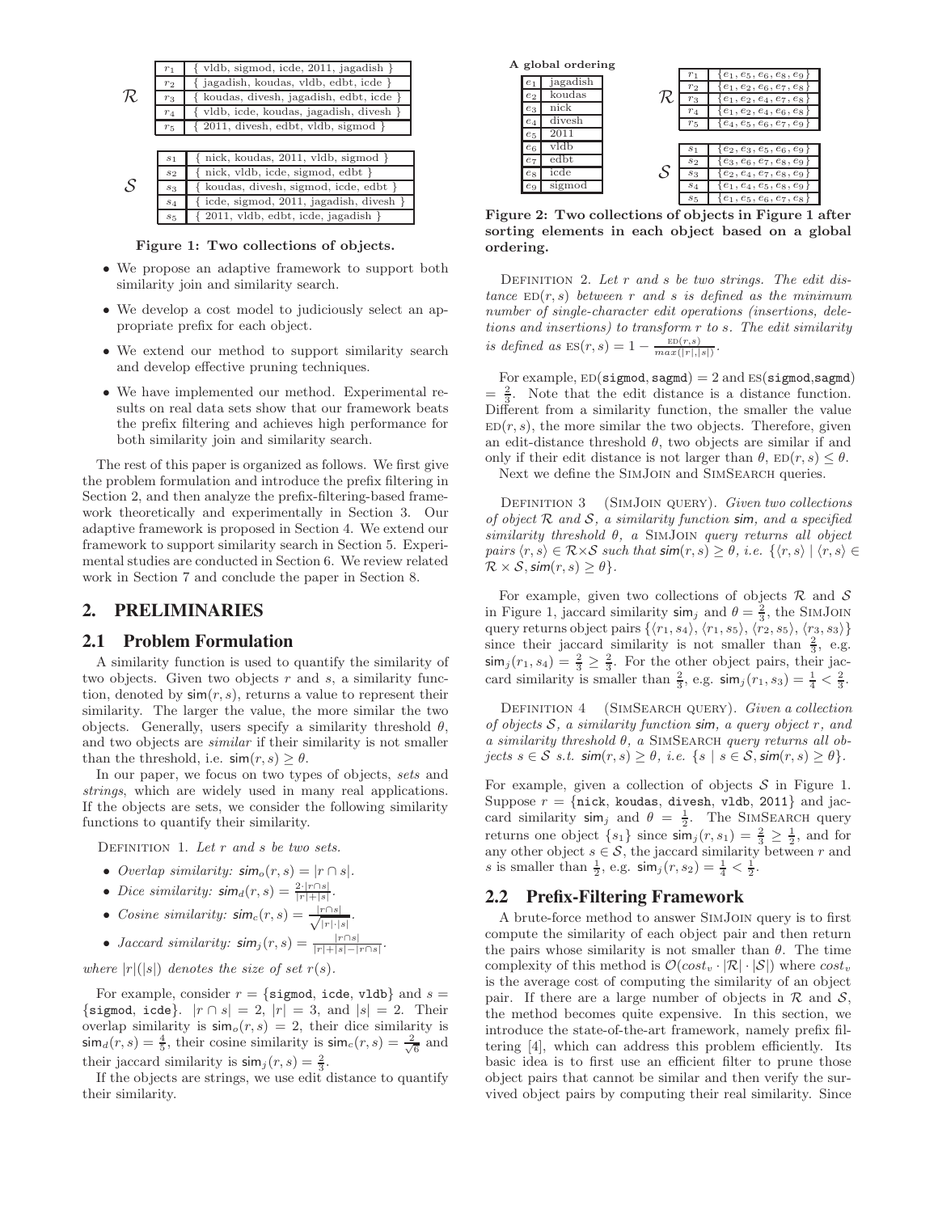| | | |
|---|---|---|
| $\mathcal{R}$ | $r_1$ | { vldb, sigmod, icde, 2011, jagadish } |
| | $r_2$ | { jagadish, koudas, vldb, edbt, icde } |
| | $r_3$ | { koudas, divesh, jagadish, edbt, icde } |
| | $r_4$ | { vldb, icde, koudas, jagadish, divesh } |
| | $r_5$ | { 2011, divesh, edbt, vldb, sigmod } |

| | | |
|---|---|---|
| $\mathcal{S}$ | $s_1$ | { nick, koudas, 2011, vldb, sigmod } |
| | $s_2$ | { nick, vldb, icde, sigmod, edbt } |
| | $s_3$ | { koudas, divesh, sigmod, icde, edbt } |
| | $s_4$ | { icde, sigmod, 2011, jagadish, divesh } |
| | $s_5$ | { 2011, vldb, edbt, icde, jagadish } |

**Figure 1: Two collections of objects.**

**A global ordering**

| | |
|---|---|
| $e_1$ | jagadish |
| $e_2$ | koudas |
| $e_3$ | nick |
| $e_4$ | divesh |
| $e_5$ | 2011 |
| $e_6$ | vldb |
| $e_7$ | edbt |
| $e_8$ | icde |
| $e_9$ | sigmod |

| | | |
|---|---|---|
| $\mathcal{R}$ | $r_1$ | $\{e_1, e_5, e_6, e_8, e_9\}$ |
| | $r_2$ | $\{e_1, e_2, e_6, e_7, e_8\}$ |
| | $r_3$ | $\{e_1, e_2, e_4, e_7, e_8\}$ |
| | $r_4$ | $\{e_1, e_2, e_4, e_6, e_8\}$ |
| | $r_5$ | $\{e_4, e_5, e_6, e_7, e_9\}$ |

| | | |
|---|---|---|
| $\mathcal{S}$ | $s_1$ | $\{e_2, e_3, e_5, e_6, e_9\}$ |
| | $s_2$ | $\{e_3, e_6, e_7, e_8, e_9\}$ |
| | $s_3$ | $\{e_2, e_4, e_7, e_8, e_9\}$ |
| | $s_4$ | $\{e_1, e_4, e_5, e_8, e_9\}$ |
| | $s_5$ | $\{e_1, e_5, e_6, e_7, e_8\}$ |

**Figure 2: Two collections of objects in Figure 1 after sorting elements in each object based on a global ordering.**

- We propose an adaptive framework to support both similarity join and similarity search.
- We develop a cost model to judiciously select an appropriate prefix for each object.
- We extend our method to support similarity search and develop effective pruning techniques.
- We have implemented our method. Experimental results on real data sets show that our framework beats the prefix filtering and achieves high performance for both similarity join and similarity search.

The rest of this paper is organized as follows. We first give the problem formulation and introduce the prefix filtering in Section 2, and then analyze the prefix-filtering-based framework theoretically and experimentally in Section 3. Our adaptive framework is proposed in Section 4. We extend our framework to support similarity search in Section 5. Experimental studies are conducted in Section 6. We review related work in Section 7 and conclude the paper in Section 8.

## 2. PRELIMINARIES

### 2.1 Problem Formulation

A similarity function is used to quantify the similarity of two objects. Given two objects $r$ and $s$, a similarity function, denoted by $\mathsf{sim}(r, s)$, returns a value to represent their similarity. The larger the value, the more similar the two objects. Generally, users specify a similarity threshold $\theta$, and two objects are *similar* if their similarity is not smaller than the threshold, i.e. $\mathsf{sim}(r, s) \geq \theta$.

In our paper, we focus on two types of objects, *sets* and *strings*, which are widely used in many real applications. If the objects are sets, we consider the following similarity functions to quantify their similarity.

Definition 1. *Let $r$ and $s$ be two sets.*

- *Overlap similarity:* $\mathsf{sim}_o(r, s) = |r \cap s|$.
- *Dice similarity:* $\mathsf{sim}_d(r, s) = \frac{2\cdot|r\cap s|}{|r|+|s|}$.
- *Cosine similarity:* $\mathsf{sim}_c(r, s) = \frac{|r\cap s|}{\sqrt{|r|\cdot|s|}}$.
- *Jaccard similarity:* $\mathsf{sim}_j(r, s) = \frac{|r\cap s|}{|r|+|s|-|r\cap s|}$.

*where $|r|(|s|)$ denotes the size of set $r(s)$.*

For example, consider $r = \{$sigmod, icde, vldb$\}$ and $s = \{$sigmod, icde$\}$. $|r \cap s| = 2$, $|r| = 3$, and $|s| = 2$. Their overlap similarity is $\mathsf{sim}_o(r, s) = 2$, their dice similarity is $\mathsf{sim}_d(r, s) = \frac{4}{5}$, their cosine similarity is $\mathsf{sim}_c(r, s) = \frac{2}{\sqrt{6}}$ and their jaccard similarity is $\mathsf{sim}_j(r, s) = \frac{2}{3}$.

If the objects are strings, we use edit distance to quantify their similarity.

Definition 2. *Let $r$ and $s$ be two strings. The edit distance $\text{ED}(r, s)$ between $r$ and $s$ is defined as the minimum number of single-character edit operations (insertions, deletions and insertions) to transform $r$ to $s$. The edit similarity is defined as $\text{ES}(r, s) = 1 - \frac{\text{ED}(r,s)}{max(|r|,|s|)}$.*

For example, $\text{ED}(\texttt{sigmod}, \texttt{sagmd}) = 2$ and $\text{ES}(\texttt{sigmod},\texttt{sagmd}) = \frac{2}{3}$. Note that the edit distance is a distance function. Different from a similarity function, the smaller the value $\text{ED}(r, s)$, the more similar the two objects. Therefore, given an edit-distance threshold $\theta$, two objects are similar if and only if their edit distance is not larger than $\theta$, $\text{ED}(r, s) \leq \theta$.

Next we define the SimJoin and SimSearch queries.

Definition 3 (SimJoin query). *Given two collections of object $\mathcal{R}$ and $\mathcal{S}$, a similarity function $\mathsf{sim}$, and a specified similarity threshold $\theta$, a SimJoin query returns all object pairs $\langle r, s\rangle \in \mathcal{R}\times\mathcal{S}$ such that $\mathsf{sim}(r, s) \geq \theta$, i.e. $\{\langle r, s\rangle \mid \langle r, s\rangle \in \mathcal{R} \times \mathcal{S}, \mathsf{sim}(r, s) \geq \theta\}$.*

For example, given two collections of objects $\mathcal{R}$ and $\mathcal{S}$ in Figure 1, jaccard similarity $\mathsf{sim}_j$ and $\theta = \frac{2}{3}$, the SimJoin query returns object pairs $\{\langle r_1, s_4\rangle, \langle r_1, s_5\rangle, \langle r_2, s_5\rangle, \langle r_3, s_3\rangle\}$ since their jaccard similarity is not smaller than $\frac{2}{3}$, e.g. $\mathsf{sim}_j(r_1, s_4) = \frac{2}{3} \geq \frac{2}{3}$. For the other object pairs, their jaccard similarity is smaller than $\frac{2}{3}$, e.g. $\mathsf{sim}_j(r_1, s_3) = \frac{1}{4} < \frac{2}{3}$.

Definition 4 (SimSearch query). *Given a collection of objects $\mathcal{S}$, a similarity function $\mathsf{sim}$, a query object $r$, and a similarity threshold $\theta$, a SimSearch query returns all objects $s \in \mathcal{S}$ s.t. $\mathsf{sim}(r, s) \geq \theta$, i.e. $\{s \mid s \in \mathcal{S}, \mathsf{sim}(r, s) \geq \theta\}$.*

For example, given a collection of objects $\mathcal{S}$ in Figure 1. Suppose $r = \{$nick, koudas, divesh, vldb, 2011$\}$ and jaccard similarity $\mathsf{sim}_j$ and $\theta = \frac{1}{2}$. The SimSearch query returns one object $\{s_1\}$ since $\mathsf{sim}_j(r, s_1) = \frac{2}{3} \geq \frac{1}{2}$, and for any other object $s \in \mathcal{S}$, the jaccard similarity between $r$ and $s$ is smaller than $\frac{1}{2}$, e.g. $\mathsf{sim}_j(r, s_2) = \frac{1}{4} < \frac{1}{2}$.

### 2.2 Prefix-Filtering Framework

A brute-force method to answer SimJoin query is to first compute the similarity of each object pair and then return the pairs whose similarity is not smaller than $\theta$. The time complexity of this method is $\mathcal{O}(cost_v \cdot |\mathcal{R}| \cdot |\mathcal{S}|)$ where $cost_v$ is the average cost of computing the similarity of an object pair. If there are a large number of objects in $\mathcal{R}$ and $\mathcal{S}$, the method becomes quite expensive. In this section, we introduce the state-of-the-art framework, namely prefix filtering [4], which can address this problem efficiently. Its basic idea is to first use an efficient filter to prune those object pairs that cannot be similar and then verify the survived object pairs by computing their real similarity. Since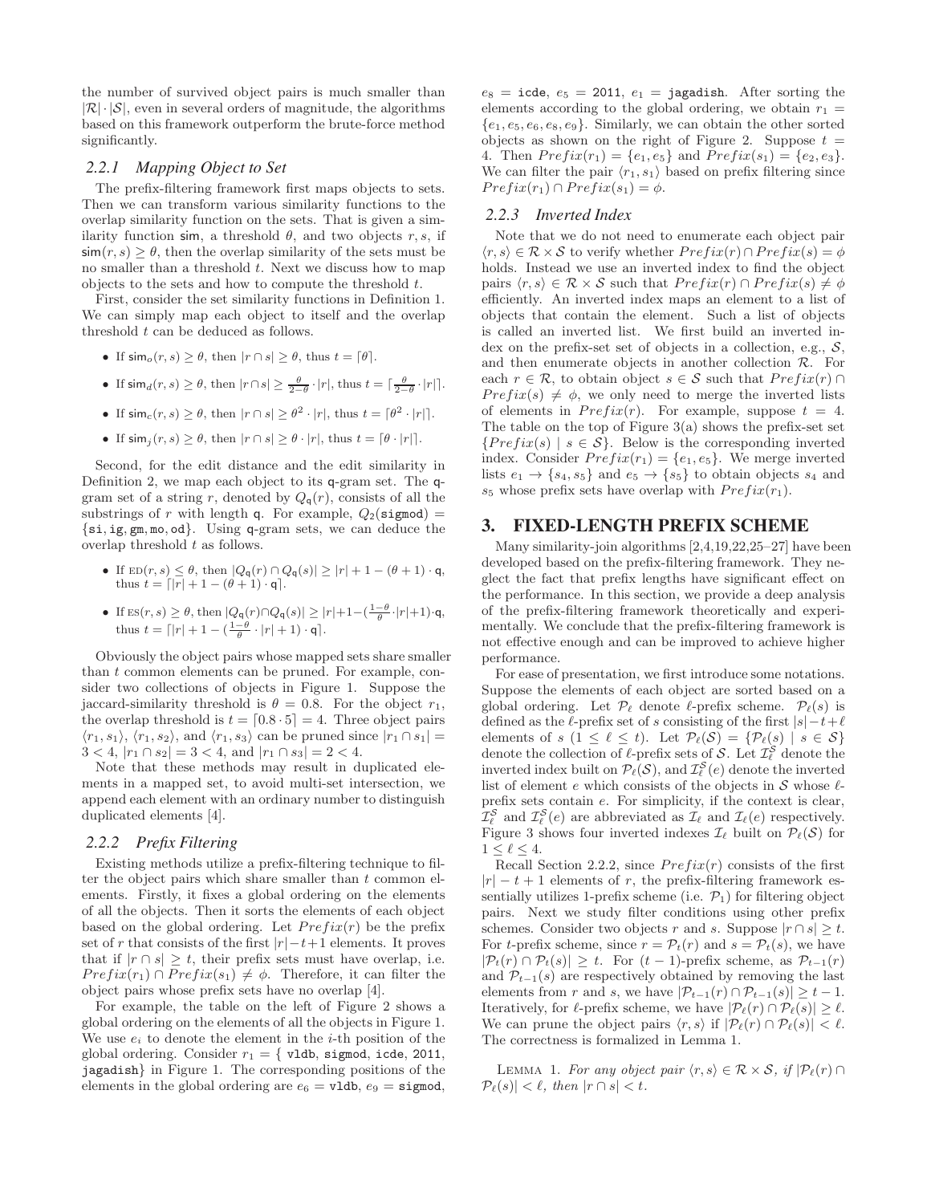the number of survived object pairs is much smaller than $|\mathcal{R}| \cdot |\mathcal{S}|$, even in several orders of magnitude, the algorithms based on this framework outperform the brute-force method significantly.

### 2.2.1 Mapping Object to Set

The prefix-filtering framework first maps objects to sets. Then we can transform various similarity functions to the overlap similarity function on the sets. That is given a similarity function $\mathsf{sim}$, a threshold $\theta$, and two objects $r, s$, if $\mathsf{sim}(r, s) \geq \theta$, then the overlap similarity of the sets must be no smaller than a threshold $t$. Next we discuss how to map objects to the sets and how to compute the threshold $t$.

First, consider the set similarity functions in Definition 1. We can simply map each object to itself and the overlap threshold $t$ can be deduced as follows.

- If $\mathsf{sim}_o(r, s) \geq \theta$, then $|r \cap s| \geq \theta$, thus $t = \lceil \theta \rceil$.
- If $\mathsf{sim}_d(r, s) \geq \theta$, then $|r \cap s| \geq \frac{\theta}{2-\theta} \cdot |r|$, thus $t = \lceil \frac{\theta}{2-\theta} \cdot |r| \rceil$.
- If $\mathsf{sim}_c(r, s) \geq \theta$, then $|r \cap s| \geq \theta^2 \cdot |r|$, thus $t = \lceil \theta^2 \cdot |r| \rceil$.
- If $\mathsf{sim}_j(r, s) \geq \theta$, then $|r \cap s| \geq \theta \cdot |r|$, thus $t = \lceil \theta \cdot |r| \rceil$.

Second, for the edit distance and the edit similarity in Definition 2, we map each object to its $\mathsf{q}$-gram set. The $\mathsf{q}$-gram set of a string $r$, denoted by $Q_\mathsf{q}(r)$, consists of all the substrings of $r$ with length $\mathsf{q}$. For example, $Q_2(\texttt{sigmod}) = \{\texttt{si}, \texttt{ig}, \texttt{gm}, \texttt{mo}, \texttt{od}\}$. Using $\mathsf{q}$-gram sets, we can deduce the overlap threshold $t$ as follows.

- If $\text{ED}(r, s) \leq \theta$, then $|Q_\mathsf{q}(r) \cap Q_\mathsf{q}(s)| \geq |r| + 1 - (\theta + 1) \cdot \mathsf{q}$, thus $t = \lceil |r| + 1 - (\theta + 1) \cdot \mathsf{q} \rceil$.
- If $\text{ES}(r, s) \geq \theta$, then $|Q_\mathsf{q}(r) \cap Q_\mathsf{q}(s)| \geq |r| + 1 - (\frac{1-\theta}{\theta} \cdot |r| + 1) \cdot \mathsf{q}$, thus $t = \lceil |r| + 1 - (\frac{1-\theta}{\theta} \cdot |r| + 1) \cdot \mathsf{q} \rceil$.

Obviously the object pairs whose mapped sets share smaller than $t$ common elements can be pruned. For example, consider two collections of objects in Figure 1. Suppose the jaccard-similarity threshold is $\theta = 0.8$. For the object $r_1$, the overlap threshold is $t = \lceil 0.8 \cdot 5 \rceil = 4$. Three object pairs $\langle r_1, s_1 \rangle$, $\langle r_1, s_2 \rangle$, and $\langle r_1, s_3 \rangle$ can be pruned since $|r_1 \cap s_1| = 3 < 4$, $|r_1 \cap s_2| = 3 < 4$, and $|r_1 \cap s_3| = 2 < 4$.

Note that these methods may result in duplicated elements in a mapped set, to avoid multi-set intersection, we append each element with an ordinary number to distinguish duplicated elements [4].

### 2.2.2 Prefix Filtering

Existing methods utilize a prefix-filtering technique to filter the object pairs which share smaller than $t$ common elements. Firstly, it fixes a global ordering on the elements of all the objects. Then it sorts the elements of each object based on the global ordering. Let $Prefix(r)$ be the prefix set of $r$ that consists of the first $|r| - t + 1$ elements. It proves that if $|r \cap s| \geq t$, their prefix sets must have overlap, i.e. $Prefix(r_1) \cap Prefix(s_1) \neq \phi$. Therefore, it can filter the object pairs whose prefix sets have no overlap [4].

For example, the table on the left of Figure 2 shows a global ordering on the elements of all the objects in Figure 1. We use $e_i$ to denote the element in the $i$-th position of the global ordering. Consider $r_1 = \{$ `vldb`, `sigmod`, `icde`, `2011`, `jagadish`$\}$ in Figure 1. The corresponding positions of the elements in the global ordering are $e_6 =$ `vldb`, $e_9 =$ `sigmod`, $e_8 =$ `icde`, $e_5 =$ `2011`, $e_1 =$ `jagadish`. After sorting the elements according to the global ordering, we obtain $r_1 = \{e_1, e_5, e_6, e_8, e_9\}$. Similarly, we can obtain the other sorted objects as shown on the right of Figure 2. Suppose $t = 4$. Then $Prefix(r_1) = \{e_1, e_5\}$ and $Prefix(s_1) = \{e_2, e_3\}$. We can filter the pair $\langle r_1, s_1 \rangle$ based on prefix filtering since $Prefix(r_1) \cap Prefix(s_1) = \phi$.

### 2.2.3 Inverted Index

Note that we do not need to enumerate each object pair $\langle r, s \rangle \in \mathcal{R} \times \mathcal{S}$ to verify whether $Prefix(r) \cap Prefix(s) = \phi$ holds. Instead we use an inverted index to find the object pairs $\langle r, s \rangle \in \mathcal{R} \times \mathcal{S}$ such that $Prefix(r) \cap Prefix(s) \neq \phi$ efficiently. An inverted index maps an element to a list of objects that contain the element. Such a list of objects is called an inverted list. We first build an inverted index on the prefix-set set of objects in a collection, e.g., $\mathcal{S}$, and then enumerate objects in another collection $\mathcal{R}$. For each $r \in \mathcal{R}$, to obtain object $s \in \mathcal{S}$ such that $Prefix(r) \cap Prefix(s) \neq \phi$, we only need to merge the inverted lists of elements in $Prefix(r)$. For example, suppose $t = 4$. The table on the top of Figure 3(a) shows the prefix-set set $\{Prefix(s) \mid s \in \mathcal{S}\}$. Below is the corresponding inverted index. Consider $Prefix(r_1) = \{e_1, e_5\}$. We merge inverted lists $e_1 \rightarrow \{s_4, s_5\}$ and $e_5 \rightarrow \{s_5\}$ to obtain objects $s_4$ and $s_5$ whose prefix sets have overlap with $Prefix(r_1)$.

## 3. FIXED-LENGTH PREFIX SCHEME

Many similarity-join algorithms [2,4,19,22,25–27] have been developed based on the prefix-filtering framework. They neglect the fact that prefix lengths have significant effect on the performance. In this section, we provide a deep analysis of the prefix-filtering framework theoretically and experimentally. We conclude that the prefix-filtering framework is not effective enough and can be improved to achieve higher performance.

For ease of presentation, we first introduce some notations. Suppose the elements of each object are sorted based on a global ordering. Let $\mathcal{P}_\ell$ denote $\ell$-prefix scheme. $\mathcal{P}_\ell(s)$ is defined as the $\ell$-prefix set of $s$ consisting of the first $|s| - t + \ell$ elements of $s$ ($1 \leq \ell \leq t$). Let $\mathcal{P}_\ell(\mathcal{S}) = \{\mathcal{P}_\ell(s) \mid s \in \mathcal{S}\}$ denote the collection of $\ell$-prefix sets of $\mathcal{S}$. Let $\mathcal{I}_\ell^\mathcal{S}$ denote the inverted index built on $\mathcal{P}_\ell(\mathcal{S})$, and $\mathcal{I}_\ell^\mathcal{S}(e)$ denote the inverted list of element $e$ which consists of the objects in $\mathcal{S}$ whose $\ell$-prefix sets contain $e$. For simplicity, if the context is clear, $\mathcal{I}_\ell^\mathcal{S}$ and $\mathcal{I}_\ell^\mathcal{S}(e)$ are abbreviated as $\mathcal{I}_\ell$ and $\mathcal{I}_\ell(e)$ respectively. Figure 3 shows four inverted indexes $\mathcal{I}_\ell$ built on $\mathcal{P}_\ell(\mathcal{S})$ for $1 \leq \ell \leq 4$.

Recall Section 2.2.2, since $Prefix(r)$ consists of the first $|r| - t + 1$ elements of $r$, the prefix-filtering framework essentially utilizes 1-prefix scheme (i.e. $\mathcal{P}_1$) for filtering object pairs. Next we study filter conditions using other prefix schemes. Consider two objects $r$ and $s$. Suppose $|r \cap s| \geq t$. For $t$-prefix scheme, since $r = \mathcal{P}_t(r)$ and $s = \mathcal{P}_t(s)$, we have $|\mathcal{P}_t(r) \cap \mathcal{P}_t(s)| \geq t$. For $(t-1)$-prefix scheme, as $\mathcal{P}_{t-1}(r)$ and $\mathcal{P}_{t-1}(s)$ are respectively obtained by removing the last elements from $r$ and $s$, we have $|\mathcal{P}_{t-1}(r) \cap \mathcal{P}_{t-1}(s)| \geq t - 1$. Iteratively, for $\ell$-prefix scheme, we have $|\mathcal{P}_\ell(r) \cap \mathcal{P}_\ell(s)| \geq \ell$. We can prune the object pairs $\langle r, s \rangle$ if $|\mathcal{P}_\ell(r) \cap \mathcal{P}_\ell(s)| < \ell$. The correctness is formalized in Lemma 1.

LEMMA 1. *For any object pair $\langle r, s \rangle \in \mathcal{R} \times \mathcal{S}$, if $|\mathcal{P}_\ell(r) \cap \mathcal{P}_\ell(s)| < \ell$, then $|r \cap s| < t$.*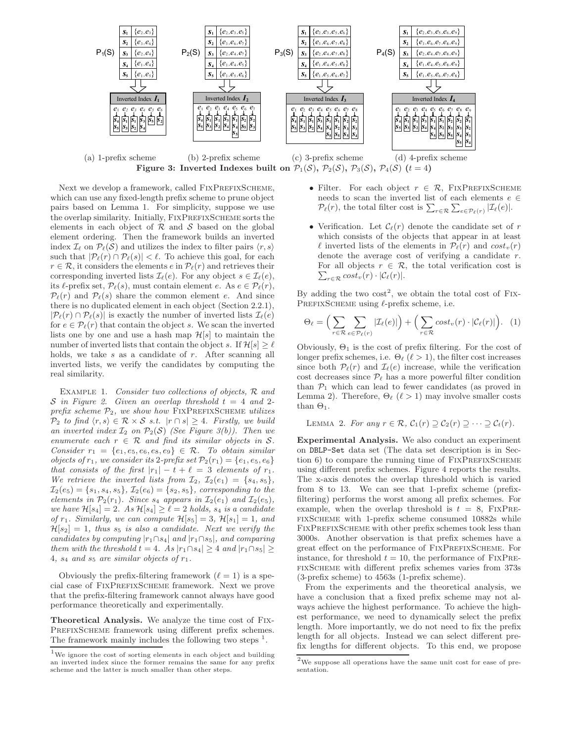**$P_1(S)$**

| | |
|---|---|
| $s_1$ | $\{e_2, e_3\}$ |
| $s_2$ | $\{e_3, e_6\}$ |
| $s_3$ | $\{e_2, e_4\}$ |
| $s_4$ | $\{e_1, e_4\}$ |
| $s_5$ | $\{e_1, e_5\}$ |

Inverted Index $I_1$: $e_1$: $s_4, s_5$; $e_2$: $s_1, s_3$; $e_3$: $s_1, s_2$; $e_4$: $s_3, s_4$; $e_5$: $s_5$; $e_6$: $s_2$

**$P_2(S)$**

| | |
|---|---|
| $s_1$ | $\{e_2, e_3, e_5\}$ |
| $s_2$ | $\{e_3, e_6, e_7\}$ |
| $s_3$ | $\{e_2, e_4, e_7\}$ |
| $s_4$ | $\{e_1, e_4, e_5\}$ |
| $s_5$ | $\{e_1, e_5, e_6\}$ |

Inverted Index $I_2$: $e_1$: $s_4, s_5$; $e_2$: $s_1, s_3$; $e_3$: $s_1, s_2$; $e_4$: $s_3, s_4$; $e_5$: $s_1, s_4, s_5$; $e_6$: $s_2, s_5$; $e_7$: $s_2, s_3$

**$P_3(S)$**

| | |
|---|---|
| $s_1$ | $\{e_2, e_3, e_5, e_6\}$ |
| $s_2$ | $\{e_3, e_6, e_7, e_8\}$ |
| $s_3$ | $\{e_2, e_4, e_7, e_8\}$ |
| $s_4$ | $\{e_1, e_4, e_5, e_8\}$ |
| $s_5$ | $\{e_1, e_5, e_6, e_7\}$ |

Inverted Index $I_3$: $e_1$: $s_4, s_5$; $e_2$: $s_1, s_3$; $e_3$: $s_1, s_2$; $e_4$: $s_3, s_4$; $e_5$: $s_1, s_4, s_5$; $e_6$: $s_1, s_2, s_5$; $e_7$: $s_2, s_3, s_5$; $e_8$: $s_2, s_3, s_4$

**$P_4(S)$**

| | |
|---|---|
| $s_1$ | $\{e_2, e_3, e_5, e_6, e_9\}$ |
| $s_2$ | $\{e_3, e_6, e_7, e_8, e_9\}$ |
| $s_3$ | $\{e_2, e_4, e_7, e_8, e_9\}$ |
| $s_4$ | $\{e_1, e_4, e_5, e_8, e_9\}$ |
| $s_5$ | $\{e_1, e_5, e_6, e_7, e_8\}$ |

Inverted Index $I_4$: $e_1$: $s_4, s_5$; $e_2$: $s_1, s_3$; $e_3$: $s_1, s_2$; $e_4$: $s_3, s_4$; $e_5$: $s_1, s_4, s_5$; $e_6$: $s_1, s_2, s_5$; $e_7$: $s_2, s_3, s_5$; $e_8$: $s_2, s_3, s_4, s_5$; $e_9$: $s_1, s_2, s_3, s_4$

(a) 1-prefix scheme (b) 2-prefix scheme (c) 3-prefix scheme (d) 4-prefix scheme

**Figure 3: Inverted Indexes built on $\mathcal{P}_1(\mathcal{S})$, $\mathcal{P}_2(\mathcal{S})$, $\mathcal{P}_3(\mathcal{S})$, $\mathcal{P}_4(\mathcal{S})$ ($t = 4$)**

Next we develop a framework, called FixPrefixScheme, which can use any fixed-length prefix scheme to prune object pairs based on Lemma 1. For simplicity, suppose we use the overlap similarity. Initially, FixPrefixScheme sorts the elements in each object of $\mathcal{R}$ and $\mathcal{S}$ based on the global element ordering. Then the framework builds an inverted index $\mathcal{I}_\ell$ on $\mathcal{P}_\ell(\mathcal{S})$ and utilizes the index to filter pairs $\langle r, s\rangle$ such that $|\mathcal{P}_\ell(r) \cap \mathcal{P}_\ell(s)| < \ell$. To achieve this goal, for each $r \in \mathcal{R}$, it considers the elements $e$ in $\mathcal{P}_\ell(r)$ and retrieves their corresponding inverted lists $\mathcal{I}_\ell(e)$. For any object $s \in \mathcal{I}_\ell(e)$, its $\ell$-prefix set, $\mathcal{P}_\ell(s)$, must contain element $e$. As $e \in \mathcal{P}_\ell(r)$, $\mathcal{P}_\ell(r)$ and $\mathcal{P}_\ell(s)$ share the common element $e$. And since there is no duplicated element in each object (Section 2.2.1), $|\mathcal{P}_\ell(r) \cap \mathcal{P}_\ell(s)|$ is exactly the number of inverted lists $\mathcal{I}_\ell(e)$ for $e \in \mathcal{P}_\ell(r)$ that contain the object $s$. We scan the inverted lists one by one and use a hash map $\mathcal{H}[s]$ to maintain the number of inverted lists that contain the object $s$. If $\mathcal{H}[s] \geq \ell$ holds, we take $s$ as a candidate of $r$. After scanning all inverted lists, we verify the candidates by computing the real similarity.

Example 1. *Consider two collections of objects, $\mathcal{R}$ and $\mathcal{S}$ in Figure 2. Given an overlap threshold $t = 4$ and 2-prefix scheme $\mathcal{P}_2$, we show how* FixPrefixScheme *utilizes $\mathcal{P}_2$ to find $\langle r, s\rangle \in \mathcal{R} \times \mathcal{S}$ s.t. $|r \cap s| \geq 4$. Firstly, we build an inverted index $\mathcal{I}_2$ on $\mathcal{P}_2(\mathcal{S})$ (See Figure 3(b)). Then we enumerate each $r \in \mathcal{R}$ and find its similar objects in $\mathcal{S}$. Consider $r_1 = \{e_1, e_5, e_6, e_8, e_9\} \in \mathcal{R}$. To obtain similar objects of $r_1$, we consider its 2-prefix set $\mathcal{P}_2(r_1) = \{e_1, e_5, e_6\}$ that consists of the first $|r_1| - t + \ell = 3$ elements of $r_1$. We retrieve the inverted lists from $\mathcal{I}_2$, $\mathcal{I}_2(e_1) = \{s_4, s_5\}$, $\mathcal{I}_2(e_5) = \{s_1, s_4, s_5\}$, $\mathcal{I}_2(e_6) = \{s_2, s_5\}$, corresponding to the elements in $\mathcal{P}_2(r_1)$. Since $s_4$ appears in $\mathcal{I}_2(e_1)$ and $\mathcal{I}_2(e_5)$, we have $\mathcal{H}[s_4] = 2$. As $\mathcal{H}[s_4] \geq \ell = 2$ holds, $s_4$ is a candidate of $r_1$. Similarly, we can compute $\mathcal{H}[s_5] = 3$, $\mathcal{H}[s_1] = 1$, and $\mathcal{H}[s_2] = 1$, thus $s_5$ is also a candidate. Next we verify the candidates by computing $|r_1 \cap s_4|$ and $|r_1 \cap s_5|$, and comparing them with the threshold $t = 4$. As $|r_1 \cap s_4| \geq 4$ and $|r_1 \cap s_5| \geq 4$, $s_4$ and $s_5$ are similar objects of $r_1$.*

Obviously the prefix-filtering framework ($\ell = 1$) is a special case of FixPrefixScheme framework. Next we prove that the prefix-filtering framework cannot always have good performance theoretically and experimentally.

**Theoretical Analysis.** We analyze the time cost of FixPrefixScheme framework using different prefix schemes. The framework mainly includes the following two steps [1].

- Filter. For each object $r \in \mathcal{R}$, FixPrefixScheme needs to scan the inverted list of each elements $e \in \mathcal{P}_\ell(r)$, the total filter cost is $\sum_{r\in\mathcal{R}} \sum_{e\in\mathcal{P}_\ell(r)} |\mathcal{I}_\ell(e)|$.
- Verification. Let $\mathcal{C}_\ell(r)$ denote the candidate set of $r$ which consists of the objects that appear in at least $\ell$ inverted lists of the elements in $\mathcal{P}_\ell(r)$ and $cost_v(r)$ denote the average cost of verifying a candidate $r$. For all objects $r \in \mathcal{R}$, the total verification cost is $\sum_{r\in\mathcal{R}} cost_v(r) \cdot |\mathcal{C}_\ell(r)|$.

By adding the two cost[2], we obtain the total cost of FixPrefixScheme using $\ell$-prefix scheme, i.e.

$$\Theta_\ell = \Big(\sum_{r\in\mathcal{R}} \sum_{e\in\mathcal{P}_\ell(r)} |\mathcal{I}_\ell(e)|\Big) + \Big(\sum_{r\in\mathcal{R}} cost_v(r) \cdot |\mathcal{C}_\ell(r)|\Big). \quad (1)$$

Obviously, $\Theta_1$ is the cost of prefix filtering. For the cost of longer prefix schemes, i.e. $\Theta_\ell$ ($\ell > 1$), the filter cost increases since both $\mathcal{P}_\ell(r)$ and $\mathcal{I}_\ell(e)$ increase, while the verification cost decreases since $\mathcal{P}_\ell$ has a more powerful filter condition than $\mathcal{P}_1$ which can lead to fewer candidates (as proved in Lemma 2). Therefore, $\Theta_\ell$ ($\ell > 1$) may involve smaller costs than $\Theta_1$.

Lemma 2. *For any $r \in \mathcal{R}$, $\mathcal{C}_1(r) \supseteq \mathcal{C}_2(r) \supseteq \cdots \supseteq \mathcal{C}_t(r)$.*

**Experimental Analysis.** We also conduct an experiment on DBLP-Set data set (The data set description is in Section 6) to compare the running time of FixPrefixScheme using different prefix schemes. Figure 4 reports the results. The x-axis denotes the overlap threshold which is varied from 8 to 13. We can see that 1-prefix scheme (prefix-filtering) performs the worst among all prefix schemes. For example, when the overlap threshold is $t = 8$, FixPrefixScheme with 1-prefix scheme consumed 10882s while FixPrefixScheme with other prefix schemes took less than 3000s. Another observation is that prefix schemes have a great effect on the performance of FixPrefixScheme. For instance, for threshold $t = 10$, the performance of FixPrefixScheme with different prefix schemes varies from 373s (3-prefix scheme) to 4563s (1-prefix scheme).

From the experiments and the theoretical analysis, we have a conclusion that a fixed prefix scheme may not always achieve the highest performance. To achieve the highest performance, we need to dynamically select the prefix length. More importantly, we do not need to fix the prefix length for all objects. Instead we can select different prefix lengths for different objects. To this end, we propose

[1] We ignore the cost of sorting elements in each object and building an inverted index since the former remains the same for any prefix scheme and the latter is much smaller than other steps.

[2] We suppose all operations have the same unit cost for ease of presentation.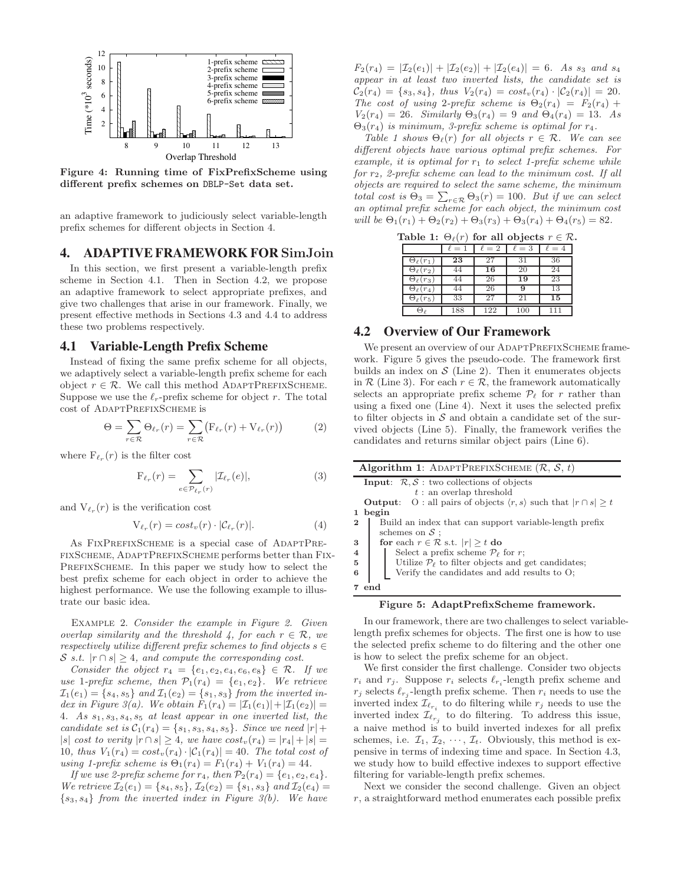Figure 4: Running time of FixPrefixScheme using different prefix schemes on DBLP-Set data set.

an adaptive framework to judiciously select variable-length prefix schemes for different objects in Section 4.

## 4. ADAPTIVE FRAMEWORK FOR SimJoin

In this section, we first present a variable-length prefix scheme in Section 4.1. Then in Section 4.2, we propose an adaptive framework to select appropriate prefixes, and give two challenges that arise in our framework. Finally, we present effective methods in Sections 4.3 and 4.4 to address these two problems respectively.

### 4.1 Variable-Length Prefix Scheme

Instead of fixing the same prefix scheme for all objects, we adaptively select a variable-length prefix scheme for each object $r \in \mathcal{R}$. We call this method AdaptPrefixScheme. Suppose we use the $\ell_r$-prefix scheme for object $r$. The total cost of AdaptPrefixScheme is

$$\Theta = \sum_{r \in \mathcal{R}} \Theta_{\ell_r}(r) = \sum_{r \in \mathcal{R}} \big(\mathrm{F}_{\ell_r}(r) + \mathrm{V}_{\ell_r}(r)\big) \tag{2}$$

where $\mathrm{F}_{\ell_r}(r)$ is the filter cost

$$\mathrm{F}_{\ell_r}(r) = \sum_{e \in \mathcal{P}_{\ell_r}(r)} |\mathcal{I}_{\ell_r}(e)|, \tag{3}$$

and $\mathrm{V}_{\ell_r}(r)$ is the verification cost

$$\mathrm{V}_{\ell_r}(r) = cost_v(r) \cdot |\mathcal{C}_{\ell_r}(r)|. \tag{4}$$

As FixPrefixScheme is a special case of AdaptPrefixScheme, AdaptPrefixScheme performs better than FixPrefixScheme. In this paper we study how to select the best prefix scheme for each object in order to achieve the highest performance. We use the following example to illustrate our basic idea.

Example 2. *Consider the example in Figure 2. Given overlap similarity and the threshold 4, for each $r \in \mathcal{R}$, we respectively utilize different prefix schemes to find objects $s \in \mathcal{S}$ s.t. $|r \cap s| \geq 4$, and compute the corresponding cost.*

*Consider the object $r_4 = \{e_1, e_2, e_4, e_6, e_8\} \in \mathcal{R}$. If we use 1-prefix scheme, then $\mathcal{P}_1(r_4) = \{e_1, e_2\}$. We retrieve $\mathcal{I}_1(e_1) = \{s_4, s_5\}$ and $\mathcal{I}_1(e_2) = \{s_1, s_3\}$ from the inverted index in Figure 3(a). We obtain $F_1(r_4) = |\mathcal{I}_1(e_1)| + |\mathcal{I}_1(e_2)| = 4$. As $s_1, s_3, s_4, s_5$ at least appear in one inverted list, the candidate set is $\mathcal{C}_1(r_4) = \{s_1, s_3, s_4, s_5\}$. Since we need $|r| + |s|$ cost to verity $|r \cap s| \geq 4$, we have $cost_v(r_4) = |r_4| + |s| = 10$, thus $V_1(r_4) = cost_v(r_4) \cdot |\mathcal{C}_1(r_4)| = 40$. The total cost of using 1-prefix scheme is $\Theta_1(r_4) = F_1(r_4) + V_1(r_4) = 44$.*

*If we use 2-prefix scheme for $r_4$, then $\mathcal{P}_2(r_4) = \{e_1, e_2, e_4\}$. We retrieve $\mathcal{I}_2(e_1) = \{s_4, s_5\}$, $\mathcal{I}_2(e_2) = \{s_1, s_3\}$ and $\mathcal{I}_2(e_4) = \{s_3, s_4\}$ from the inverted index in Figure 3(b). We have $F_2(r_4) = |\mathcal{I}_2(e_1)| + |\mathcal{I}_2(e_2)| + |\mathcal{I}_2(e_4)| = 6$. As $s_3$ and $s_4$ appear in at least two inverted lists, the candidate set is $\mathcal{C}_2(r_4) = \{s_3, s_4\}$, thus $V_2(r_4) = cost_v(r_4) \cdot |\mathcal{C}_2(r_4)| = 20$. The cost of using 2-prefix scheme is $\Theta_2(r_4) = F_2(r_4) + V_2(r_4) = 26$. Similarly $\Theta_3(r_4) = 9$ and $\Theta_4(r_4) = 13$. As $\Theta_3(r_4)$ is minimum, 3-prefix scheme is optimal for $r_4$.*

*Table 1 shows $\Theta_\ell(r)$ for all objects $r \in \mathcal{R}$. We can see different objects have various optimal prefix schemes. For example, it is optimal for $r_1$ to select 1-prefix scheme while for $r_2$, 2-prefix scheme can lead to the minimum cost. If all objects are required to select the same scheme, the minimum total cost is $\Theta_3 = \sum_{r \in \mathcal{R}} \Theta_3(r) = 100$. But if we can select an optimal prefix scheme for each object, the minimum cost will be $\Theta_1(r_1) + \Theta_2(r_2) + \Theta_3(r_3) + \Theta_3(r_4) + \Theta_4(r_5) = 82$.*

Table 1: $\Theta_\ell(r)$ for all objects $r \in \mathcal{R}$.

| | $\ell = 1$ | $\ell = 2$ | $\ell = 3$ | $\ell = 4$ |
|---|---|---|---|---|
| $\Theta_\ell(r_1)$ | **23** | 27 | 31 | 36 |
| $\Theta_\ell(r_2)$ | 44 | **16** | 20 | 24 |
| $\Theta_\ell(r_3)$ | 44 | 26 | **19** | 23 |
| $\Theta_\ell(r_4)$ | 44 | 26 | **9** | 13 |
| $\Theta_\ell(r_5)$ | 33 | 27 | 21 | **15** |
| $\Theta_\ell$ | 188 | 122 | 100 | 111 |

### 4.2 Overview of Our Framework

We present an overview of our AdaptPrefixScheme framework. Figure 5 gives the pseudo-code. The framework first builds an index on $\mathcal{S}$ (Line 2). Then it enumerates objects in $\mathcal{R}$ (Line 3). For each $r \in \mathcal{R}$, the framework automatically selects an appropriate prefix scheme $\mathcal{P}_\ell$ for $r$ rather than using a fixed one (Line 4). Next it uses the selected prefix to filter objects in $\mathcal{S}$ and obtain a candidate set of the survived objects (Line 5). Finally, the framework verifies the candidates and returns similar object pairs (Line 6).

```
Algorithm 1: AdaptPrefixScheme (R, S, t)
  Input:  R, S : two collections of objects
          t : an overlap threshold
  Output: O : all pairs of objects ⟨r, s⟩ such that |r ∩ s| ≥ t
1 begin
2   Build an index that can support variable-length prefix
    schemes on S ;
3   for each r ∈ R s.t. |r| ≥ t do
4     Select a prefix scheme P_ℓ for r;
5     Utilize P_ℓ to filter objects and get candidates;
6     Verify the candidates and add results to O;
7 end
```

Figure 5: AdaptPrefixScheme framework.

In our framework, there are two challenges to select variable-length prefix schemes for objects. The first one is how to use the selected prefix scheme to do filtering and the other one is how to select the prefix scheme for an object.

We first consider the first challenge. Consider two objects $r_i$ and $r_j$. Suppose $r_i$ selects $\ell_{r_i}$-length prefix scheme and $r_j$ selects $\ell_{r_j}$-length prefix scheme. Then $r_i$ needs to use the inverted index $\mathcal{I}_{\ell_{r_i}}$ to do filtering while $r_j$ needs to use the inverted index $\mathcal{I}_{\ell_{r_j}}$ to do filtering. To address this issue, a naive method is to build inverted indexes for all prefix schemes, i.e. $\mathcal{I}_1, \mathcal{I}_2, \cdots, \mathcal{I}_t$. Obviously, this method is expensive in terms of indexing time and space. In Section 4.3, we study how to build effective indexes to support effective filtering for variable-length prefix schemes.

Next we consider the second challenge. Given an object $r$, a straightforward method enumerates each possible prefix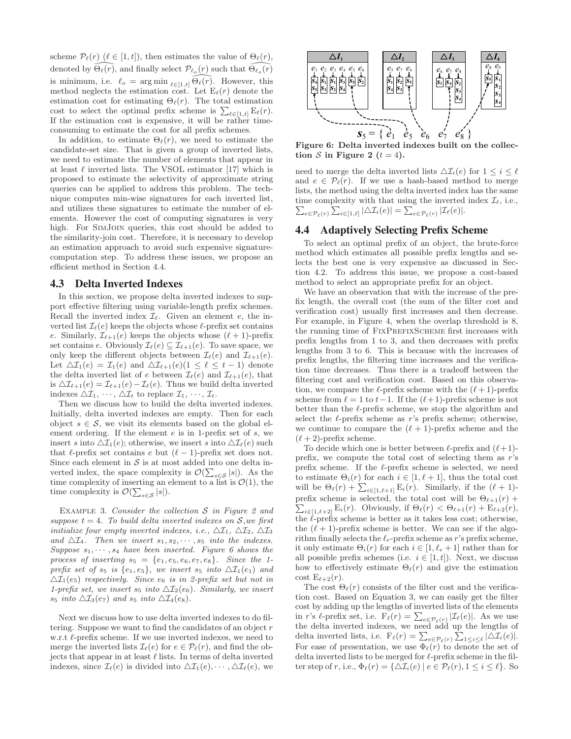scheme $\mathcal{P}_\ell(r)$ ($\ell \in [1,t]$), then estimates the value of $\Theta_\ell(r)$, denoted by $\widehat{\Theta_\ell(r)}$, and finally select $\mathcal{P}_{\ell_o}(r)$ such that $\widehat{\Theta_{\ell_o}(r)}$ is minimum, i.e. $\ell_o = \arg\min_{\ell \in [1,t]} \widehat{\Theta_\ell(r)}$. However, this method neglects the estimation cost. Let $\mathrm{E}_\ell(r)$ denote the estimation cost for estimating $\Theta_\ell(r)$. The total estimation cost to select the optimal prefix scheme is $\sum_{\ell \in [1,t]} \mathrm{E}_\ell(r)$. If the estimation cost is expensive, it will be rather time-consuming to estimate the cost for all prefix schemes.

In addition, to estimate $\Theta_\ell(r)$, we need to estimate the candidate-set size. That is given a group of inverted lists, we need to estimate the number of elements that appear in at least $\ell$ inverted lists. The VSOL estimator [17] which is proposed to estimate the selectivity of approximate string queries can be applied to address this problem. The technique computes min-wise signatures for each inverted list, and utilizes these signatures to estimate the number of elements. However the cost of computing signatures is very high. For SimJoin queries, this cost should be added to the similarity-join cost. Therefore, it is necessary to develop an estimation approach to avoid such expensive signature-computation step. To address these issues, we propose an efficient method in Section 4.4.

## 4.3 Delta Inverted Indexes

In this section, we propose delta inverted indexes to support effective filtering using variable-length prefix schemes. Recall the inverted index $\mathcal{I}_\ell$. Given an element $e$, the inverted list $\mathcal{I}_\ell(e)$ keeps the objects whose $\ell$-prefix set contains $e$. Similarly, $\mathcal{I}_{\ell+1}(e)$ keeps the objects whose $(\ell+1)$-prefix set contains $e$. Obviously $\mathcal{I}_\ell(e) \subseteq \mathcal{I}_{\ell+1}(e)$. To save space, we only keep the different objects between $\mathcal{I}_\ell(e)$ and $\mathcal{I}_{\ell+1}(e)$. Let $\triangle\mathcal{I}_1(e) = \mathcal{I}_1(e)$ and $\triangle\mathcal{I}_{\ell+1}(e)(1 \le \ell \le t-1)$ denote the delta inverted list of $e$ between $\mathcal{I}_\ell(e)$ and $\mathcal{I}_{\ell+1}(e)$, that is $\triangle\mathcal{I}_{\ell+1}(e) = \mathcal{I}_{\ell+1}(e) - \mathcal{I}_\ell(e)$. Thus we build delta inverted indexes $\triangle\mathcal{I}_1, \cdots, \triangle\mathcal{I}_t$ to replace $\mathcal{I}_1, \cdots, \mathcal{I}_t$.

Then we discuss how to build the delta inverted indexes. Initially, delta inverted indexes are empty. Then for each object $s \in \mathcal{S}$, we visit its elements based on the global element ordering. If the element $e$ is in 1-prefix set of $s$, we insert $s$ into $\triangle\mathcal{I}_1(e)$; otherwise, we insert $s$ into $\triangle\mathcal{I}_\ell(e)$ such that $\ell$-prefix set contains $e$ but $(\ell-1)$-prefix set does not. Since each element in $\mathcal{S}$ is at most added into one delta inverted index, the space complexity is $\mathcal{O}(\sum_{s\in\mathcal{S}} |s|)$. As the time complexity of inserting an element to a list is $\mathcal{O}(1)$, the time complexity is $\mathcal{O}(\sum_{s\in\mathcal{S}} |s|)$.

Example 3. *Consider the collection $\mathcal{S}$ in Figure 2 and suppose $t = 4$. To build delta inverted indexes on $\mathcal{S}$, we first initialize four empty inverted indexes, i.e., $\triangle\mathcal{I}_1$, $\triangle\mathcal{I}_2$, $\triangle\mathcal{I}_3$ and $\triangle\mathcal{I}_4$. Then we insert $s_1, s_2, \cdots, s_5$ into the indexes. Suppose $s_1, \cdots, s_4$ have been inserted. Figure 6 shows the process of inserting $s_5 = \{e_1, e_5, e_6, e_7, e_8\}$. Since the 1-prefix set of $s_5$ is $\{e_1, e_5\}$, we insert $s_5$ into $\triangle\mathcal{I}_1(e_1)$ and $\triangle\mathcal{I}_1(e_5)$ respectively. Since $e_6$ is in 2-prefix set but not in 1-prefix set, we insert $s_5$ into $\triangle\mathcal{I}_2(e_6)$. Similarly, we insert $s_5$ into $\triangle\mathcal{I}_3(e_7)$ and $s_5$ into $\triangle\mathcal{I}_4(e_8)$.*

Next we discuss how to use delta inverted indexes to do filtering. Suppose we want to find the candidates of an object $r$ w.r.t $\ell$-prefix scheme. If we use inverted indexes, we need to merge the inverted lists $\mathcal{I}_\ell(e)$ for $e \in \mathcal{P}_\ell(r)$, and find the objects that appear in at least $\ell$ lists. In terms of delta inverted indexes, since $\mathcal{I}_\ell(e)$ is divided into $\triangle\mathcal{I}_1(e), \cdots, \triangle\mathcal{I}_\ell(e)$, we need to merge the delta inverted lists $\triangle\mathcal{I}_i(e)$ for $1 \le i \le \ell$ and $e \in \mathcal{P}_\ell(r)$. If we use a hash-based method to merge lists, the method using the delta inverted index has the same time complexity with that using the inverted index $\mathcal{I}_\ell$, i.e., $\sum_{e\in\mathcal{P}_\ell(r)} \sum_{i\in[1,\ell]} |\triangle\mathcal{I}_i(e)| = \sum_{e\in\mathcal{P}_\ell(r)} |\mathcal{I}_\ell(e)|$.

**Figure 6: Delta inverted indexes built on the collection $\mathcal{S}$ in Figure 2 ($t = 4$).**

## 4.4 Adaptively Selecting Prefix Scheme

To select an optimal prefix of an object, the brute-force method which estimates all possible prefix lengths and selects the best one is very expensive as discussed in Section 4.2. To address this issue, we propose a cost-based method to select an appropriate prefix for an object.

We have an observation that with the increase of the prefix length, the overall cost (the sum of the filter cost and verification cost) usually first increases and then decrease. For example, in Figure 4, when the overlap threshold is 8, the running time of FixPrefixScheme first increases with prefix lengths from 1 to 3, and then decreases with prefix lengths from 3 to 6. This is because with the increases of prefix lengths, the filtering time increases and the verification time decreases. Thus there is a tradeoff between the filtering cost and verification cost. Based on this observation, we compare the $\ell$-prefix scheme with the $(\ell+1)$-prefix scheme from $\ell = 1$ to $t-1$. If the $(\ell+1)$-prefix scheme is not better than the $\ell$-prefix scheme, we stop the algorithm and select the $\ell$-prefix scheme as $r$'s prefix scheme; otherwise, we continue to compare the $(\ell+1)$-prefix scheme and the $(\ell+2)$-prefix scheme.

To decide which one is better between $\ell$-prefix and $(\ell+1)$-prefix, we compute the total cost of selecting them as $r$'s prefix scheme. If the $\ell$-prefix scheme is selected, we need to estimate $\Theta_i(r)$ for each $i \in [1, \ell+1]$, thus the total cost will be $\Theta_\ell(r) + \sum_{i\in[1,\ell+1]} \mathrm{E}_i(r)$. Similarly, if the $(\ell+1)$-prefix scheme is selected, the total cost will be $\Theta_{\ell+1}(r) + \sum_{i\in[1,\ell+2]} \mathrm{E}_i(r)$. Obviously, if $\Theta_\ell(r) < \Theta_{\ell+1}(r) + \mathrm{E}_{\ell+2}(r)$, the $\ell$-prefix scheme is better as it takes less cost; otherwise, the $(\ell+1)$-prefix scheme is better. We can see if the algorithm finally selects the $\ell_e$-prefix scheme as $r$'s prefix scheme, it only estimate $\Theta_i(r)$ for each $i \in [1, \ell_e+1]$ rather than for all possible prefix schemes (i.e. $i \in [1,t]$). Next, we discuss how to effectively estimate $\Theta_\ell(r)$ and give the estimation cost $\mathrm{E}_{\ell+2}(r)$.

The cost $\Theta_\ell(r)$ consists of the filter cost and the verification cost. Based on Equation 3, we can easily get the filter cost by adding up the lengths of inverted lists of the elements in $r$'s $\ell$-prefix set, i.e. $\mathrm{F}_\ell(r) = \sum_{e\in\mathcal{P}_\ell(r)} |\mathcal{I}_\ell(e)|$. As we use the delta inverted indexes, we need add up the lengths of delta inverted lists, i.e. $\mathrm{F}_\ell(r) = \sum_{e\in\mathcal{P}_\ell(r)} \sum_{1\le i\le\ell} |\triangle\mathcal{I}_i(e)|$. For ease of presentation, we use $\Phi_\ell(r)$ to denote the set of delta inverted lists to be merged for $\ell$-prefix scheme in the filter step of $r$, i.e., $\Phi_\ell(r) = \{\triangle\mathcal{I}_i(e) \mid e \in \mathcal{P}_\ell(r), 1 \le i \le \ell\}$. So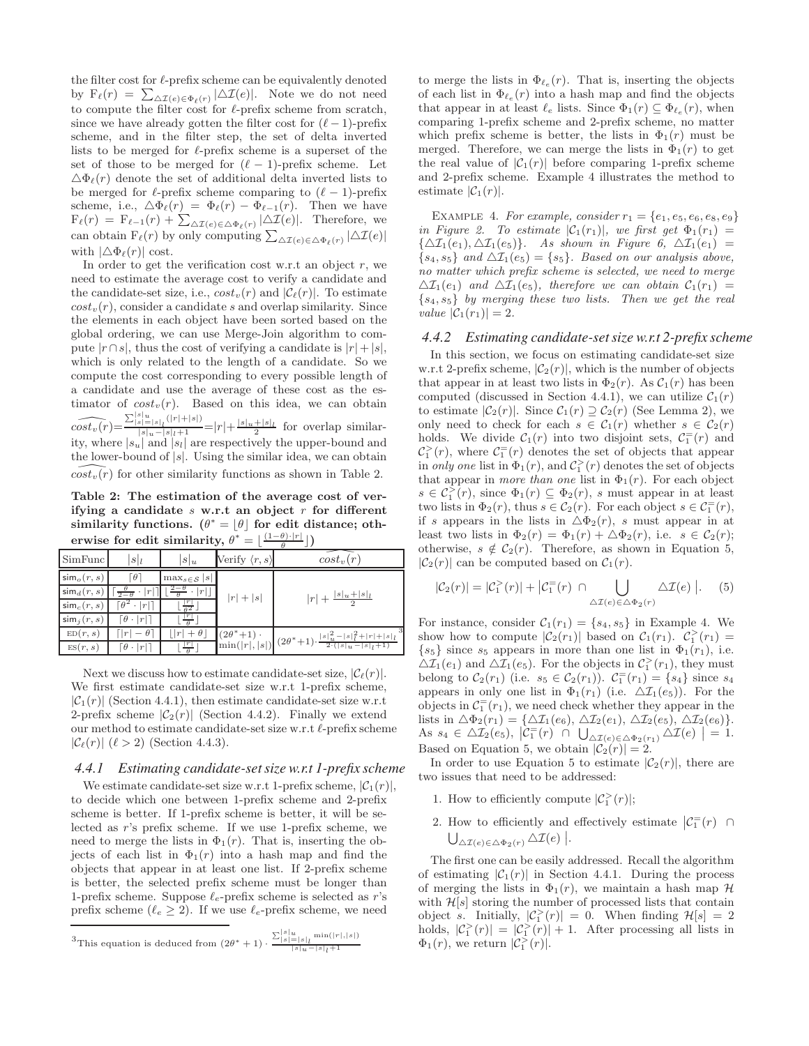the filter cost for $\ell$-prefix scheme can be equivalently denoted by $\mathrm{F}_\ell(r) = \sum_{\triangle\mathcal{I}(e)\in\Phi_\ell(r)} |\triangle\mathcal{I}(e)|$. Note we do not need to compute the filter cost for $\ell$-prefix scheme from scratch, since we have already gotten the filter cost for $(\ell-1)$-prefix scheme, and in the filter step, the set of delta inverted lists to be merged for $\ell$-prefix scheme is a superset of the set of those to be merged for $(\ell-1)$-prefix scheme. Let $\triangle\Phi_\ell(r)$ denote the set of additional delta inverted lists to be merged for $\ell$-prefix scheme comparing to $(\ell-1)$-prefix scheme, i.e., $\triangle\Phi_\ell(r) = \Phi_\ell(r) - \Phi_{\ell-1}(r)$. Then we have $\mathrm{F}_\ell(r) = \mathrm{F}_{\ell-1}(r) + \sum_{\triangle\mathcal{I}(e)\in\triangle\Phi_\ell(r)} |\triangle\mathcal{I}(e)|$. Therefore, we can obtain $\mathrm{F}_\ell(r)$ by only computing $\sum_{\triangle\mathcal{I}(e)\in\triangle\Phi_\ell(r)} |\triangle\mathcal{I}(e)|$ with $|\triangle\Phi_\ell(r)|$ cost.

In order to get the verification cost w.r.t an object $r$, we need to estimate the average cost to verify a candidate and the candidate-set size, i.e., $cost_v(r)$ and $|\mathcal{C}_\ell(r)|$. To estimate $cost_v(r)$, consider a candidate $s$ and overlap similarity. Since the elements in each object have been sorted based on the global ordering, we can use Merge-Join algorithm to compute $|r\cap s|$, thus the cost of verifying a candidate is $|r|+|s|$, which is only related to the length of a candidate. So we compute the cost corresponding to every possible length of a candidate and use the average of these cost as the estimator of $cost_v(r)$. Based on this idea, we can obtain $\widehat{cost_v(r)} = \frac{\sum_{|s|=|s|_l}^{|s|_u}(|r|+|s|)}{|s|_u-|s|_l+1} = |r| + \frac{|s|_u+|s|_l}{2}$ for overlap similarity, where $|s_u|$ and $|s_l|$ are respectively the upper-bound and the lower-bound of $|s|$. Using the similar idea, we can obtain $\widehat{cost_v(r)}$ for other similarity functions as shown in Table 2.

**Table 2: The estimation of the average cost of verifying a candidate $s$ w.r.t an object $r$ for different similarity functions. ($\theta^* = \lfloor\theta\rfloor$ for edit distance; otherwise for edit similarity, $\theta^* = \lfloor\frac{(1-\theta)\cdot|r|}{\theta}\rfloor$)**

| SimFunc | $\lvert s\rvert_l$ | $\lvert s\rvert_u$ | Verify $\langle r,s\rangle$ | $\widehat{cost_v(r)}$ |
|---|---|---|---|---|
| $\mathsf{sim}_o(r,s)$ | $\lceil\theta\rceil$ | $\max_{s\in\mathcal{S}}\lvert s\rvert$ | $\lvert r\rvert+\lvert s\rvert$ | $\lvert r\rvert + \frac{\lvert s\rvert_u+\lvert s\rvert_l}{2}$ |
| $\mathsf{sim}_d(r,s)$ | $\lceil\frac{\theta}{2-\theta}\cdot\lvert r\rvert\rceil$ | $\lfloor\frac{2-\theta}{\theta}\cdot\lvert r\rvert\rfloor$ | | |
| $\mathsf{sim}_c(r,s)$ | $\lceil\theta^2\cdot\lvert r\rvert\rceil$ | $\lfloor\frac{\lvert r\rvert}{\theta^2}\rfloor$ | | |
| $\mathsf{sim}_j(r,s)$ | $\lceil\theta\cdot\lvert r\rvert\rceil$ | $\lfloor\frac{\lvert r\rvert}{\theta}\rfloor$ | | |
| $\mathrm{ED}(r,s)$ | $\lceil\lvert r\rvert-\theta\rceil$ | $\lfloor\lvert r\rvert+\theta\rfloor$ | $(2\theta^*+1)\cdot\min(\lvert r\rvert,\lvert s\rvert)$ | $(2\theta^*+1)\cdot\frac{\lvert s\rvert_u^2-\lvert s\rvert_l^2+\lvert r\rvert+\lvert s\rvert_l}{2\cdot(\lvert s\rvert_u-\lvert s\rvert_l+1)}$ [3] |
| $\mathrm{ES}(r,s)$ | $\lceil\theta\cdot\lvert r\rvert\rceil$ | $\lfloor\frac{\lvert r\rvert}{\theta}\rfloor$ | | |

Next we discuss how to estimate candidate-set size, $|\mathcal{C}_\ell(r)|$. We first estimate candidate-set size w.r.t 1-prefix scheme, $|\mathcal{C}_1(r)|$ (Section 4.4.1), then estimate candidate-set size w.r.t 2-prefix scheme $|\mathcal{C}_2(r)|$ (Section 4.4.2). Finally we extend our method to estimate candidate-set size w.r.t $\ell$-prefix scheme $|\mathcal{C}_\ell(r)|$ ($\ell > 2$) (Section 4.4.3).

### 4.4.1 Estimating candidate-set size w.r.t 1-prefix scheme

We estimate candidate-set size w.r.t 1-prefix scheme, $|\mathcal{C}_1(r)|$, to decide which one between 1-prefix scheme and 2-prefix scheme is better. If 1-prefix scheme is better, it will be selected as $r$'s prefix scheme. If we use 1-prefix scheme, we need to merge the lists in $\Phi_1(r)$. That is, inserting the objects of each list in $\Phi_1(r)$ into a hash map and find the objects that appear in at least one list. If 2-prefix scheme is better, the selected prefix scheme must be longer than 1-prefix scheme. Suppose $\ell_e$-prefix scheme is selected as $r$'s prefix scheme ($\ell_e \geq 2$). If we use $\ell_e$-prefix scheme, we need to merge the lists in $\Phi_{\ell_e}(r)$. That is, inserting the objects of each list in $\Phi_{\ell_e}(r)$ into a hash map and find the objects that appear in at least $\ell_e$ lists. Since $\Phi_1(r) \subseteq \Phi_{\ell_e}(r)$, when comparing 1-prefix scheme and 2-prefix scheme, no matter which prefix scheme is better, the lists in $\Phi_1(r)$ must be merged. Therefore, we can merge the lists in $\Phi_1(r)$ to get the real value of $|\mathcal{C}_1(r)|$ before comparing 1-prefix scheme and 2-prefix scheme. Example 4 illustrates the method to estimate $|\mathcal{C}_1(r)|$.

EXAMPLE 4. *For example, consider $r_1 = \{e_1, e_5, e_6, e_8, e_9\}$ in Figure 2. To estimate $|\mathcal{C}_1(r_1)|$, we first get $\Phi_1(r_1) = \{\triangle\mathcal{I}_1(e_1), \triangle\mathcal{I}_1(e_5)\}$. As shown in Figure 6, $\triangle\mathcal{I}_1(e_1) = \{s_4, s_5\}$ and $\triangle\mathcal{I}_1(e_5) = \{s_5\}$. Based on our analysis above, no matter which prefix scheme is selected, we need to merge $\triangle\mathcal{I}_1(e_1)$ and $\triangle\mathcal{I}_1(e_5)$, therefore we can obtain $\mathcal{C}_1(r_1) = \{s_4, s_5\}$ by merging these two lists. Then we get the real value $|\mathcal{C}_1(r_1)| = 2$.*

### 4.4.2 Estimating candidate-set size w.r.t 2-prefix scheme

In this section, we focus on estimating candidate-set size w.r.t 2-prefix scheme, $|\mathcal{C}_2(r)|$, which is the number of objects that appear in at least two lists in $\Phi_2(r)$. As $\mathcal{C}_1(r)$ has been computed (discussed in Section 4.4.1), we can utilize $\mathcal{C}_1(r)$ to estimate $|\mathcal{C}_2(r)|$. Since $\mathcal{C}_1(r) \supseteq \mathcal{C}_2(r)$ (See Lemma 2), we only need to check for each $s \in \mathcal{C}_1(r)$ whether $s \in \mathcal{C}_2(r)$ holds. We divide $\mathcal{C}_1(r)$ into two disjoint sets, $\mathcal{C}_1^=(r)$ and $\mathcal{C}_1^>(r)$, where $\mathcal{C}_1^=(r)$ denotes the set of objects that appear in *only one* list in $\Phi_1(r)$, and $\mathcal{C}_1^>(r)$ denotes the set of objects that appear in *more than one* list in $\Phi_1(r)$. For each object $s \in \mathcal{C}_1^>(r)$, since $\Phi_1(r) \subseteq \Phi_2(r)$, $s$ must appear in at least two lists in $\Phi_2(r)$, thus $s \in \mathcal{C}_2(r)$. For each object $s \in \mathcal{C}_1^=(r)$, if $s$ appears in the lists in $\triangle\Phi_2(r)$, $s$ must appear in at least two lists in $\Phi_2(r) = \Phi_1(r) + \triangle\Phi_2(r)$, i.e. $s \in \mathcal{C}_2(r)$; otherwise, $s \notin \mathcal{C}_2(r)$. Therefore, as shown in Equation 5, $|\mathcal{C}_2(r)|$ can be computed based on $\mathcal{C}_1(r)$.

$$|\mathcal{C}_2(r)| = |\mathcal{C}_1^>(r)| + \big|\mathcal{C}_1^=(r) \;\cap \bigcup_{\triangle\mathcal{I}(e)\in\triangle\Phi_2(r)} \triangle\mathcal{I}(e)\;\big|. \quad (5)$$

For instance, consider $\mathcal{C}_1(r_1) = \{s_4, s_5\}$ in Example 4. We show how to compute $|\mathcal{C}_2(r_1)|$ based on $\mathcal{C}_1(r_1)$. $\mathcal{C}_1^>(r_1) = \{s_5\}$ since $s_5$ appears in more than one list in $\Phi_1(r_1)$, i.e. $\triangle\mathcal{I}_1(e_1)$ and $\triangle\mathcal{I}_1(e_5)$. For the objects in $\mathcal{C}_1^>(r_1)$, they must belong to $\mathcal{C}_2(r_1)$ (i.e. $s_5 \in \mathcal{C}_2(r_1)$). $\mathcal{C}_1^=(r_1) = \{s_4\}$ since $s_4$ appears in only one list in $\Phi_1(r_1)$ (i.e. $\triangle\mathcal{I}_1(e_5)$). For the objects in $\mathcal{C}_1^=(r_1)$, we need check whether they appear in the lists in $\triangle\Phi_2(r_1) = \{\triangle\mathcal{I}_1(e_6), \triangle\mathcal{I}_2(e_1), \triangle\mathcal{I}_2(e_5), \triangle\mathcal{I}_2(e_6)\}$. As $s_4 \in \triangle\mathcal{I}_2(e_5)$, $\big|\mathcal{C}_1^=(r) \cap \bigcup_{\triangle\mathcal{I}(e)\in\triangle\Phi_2(r_1)} \triangle\mathcal{I}(e)\big| = 1$. Based on Equation 5, we obtain $|\mathcal{C}_2(r)| = 2$.

In order to use Equation 5 to estimate $|\mathcal{C}_2(r)|$, there are two issues that need to be addressed:

1. How to efficiently compute $|\mathcal{C}_1^>(r)|$;
2. How to efficiently and effectively estimate $\big|\mathcal{C}_1^=(r) \cap \bigcup_{\triangle\mathcal{I}(e)\in\triangle\Phi_2(r)} \triangle\mathcal{I}(e)\big|$.

The first one can be easily addressed. Recall the algorithm of estimating $|\mathcal{C}_1(r)|$ in Section 4.4.1. During the process of merging the lists in $\Phi_1(r)$, we maintain a hash map $\mathcal{H}$ with $\mathcal{H}[s]$ storing the number of processed lists that contain object $s$. Initially, $|\mathcal{C}_1^>(r)| = 0$. When finding $\mathcal{H}[s] = 2$ holds, $|\mathcal{C}_1^>(r)| = |\mathcal{C}_1^>(r)| + 1$. After processing all lists in $\Phi_1(r)$, we return $|\mathcal{C}_1^>(r)|$.

[3] This equation is deduced from $(2\theta^*+1)\cdot\frac{\sum_{|s|=|s|_l}^{|s|_u}\min(|r|,|s|)}{|s|_u-|s|_l+1}$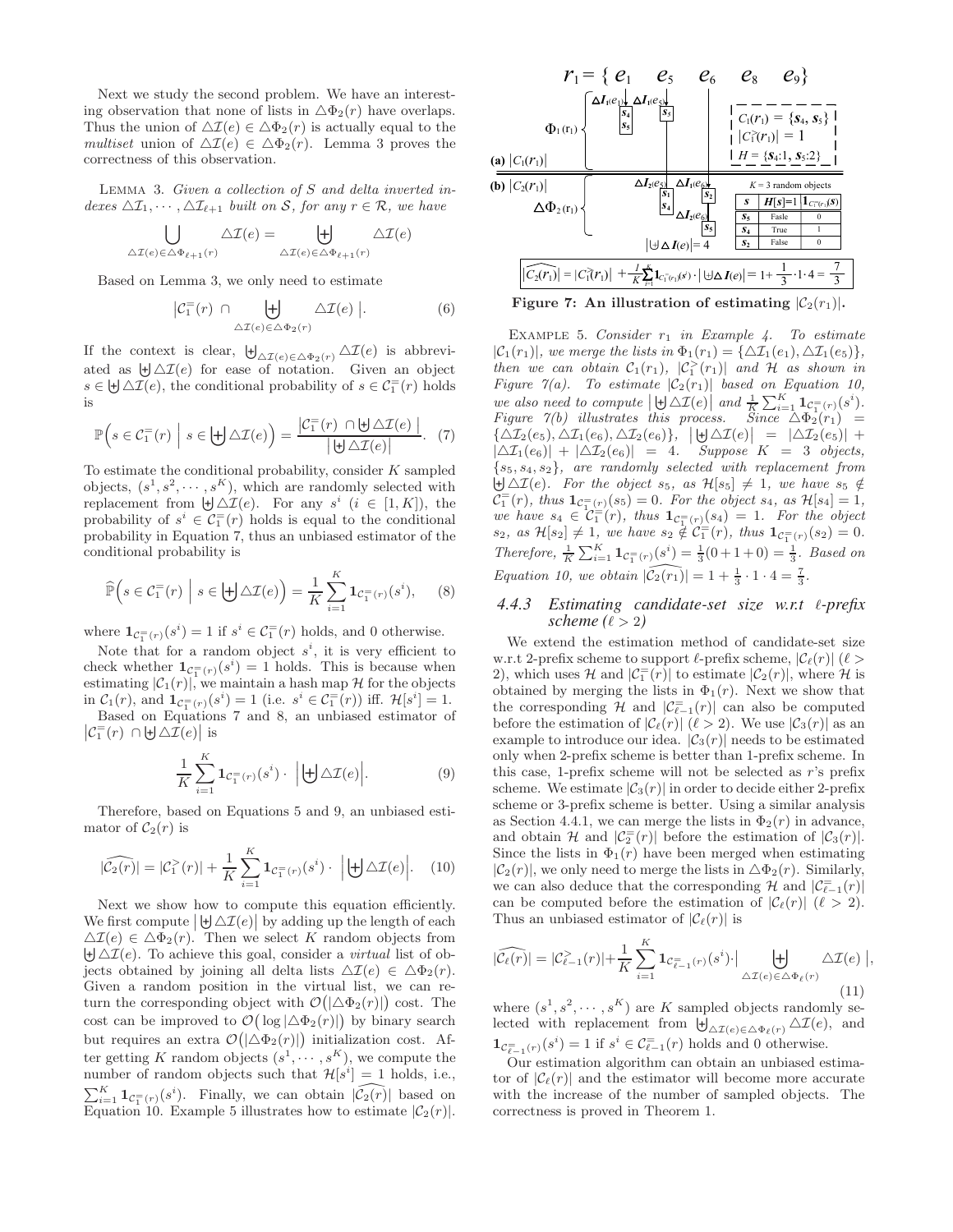Next we study the second problem. We have an interesting observation that none of lists in $\triangle\Phi_2(r)$ have overlaps. Thus the union of $\triangle\mathcal{I}(e) \in \triangle\Phi_2(r)$ is actually equal to the *multiset* union of $\triangle\mathcal{I}(e) \in \triangle\Phi_2(r)$. Lemma 3 proves the correctness of this observation.

LEMMA 3. *Given a collection of $S$ and delta inverted indexes $\triangle\mathcal{I}_1, \cdots, \triangle\mathcal{I}_{\ell+1}$ built on $\mathcal{S}$, for any $r \in \mathcal{R}$, we have*

$$\bigcup_{\triangle\mathcal{I}(e)\in\triangle\Phi_{\ell+1}(r)} \triangle\mathcal{I}(e) = \biguplus_{\triangle\mathcal{I}(e)\in\triangle\Phi_{\ell+1}(r)} \triangle\mathcal{I}(e)$$

Based on Lemma 3, we only need to estimate

$$\left|\mathcal{C}_1^{=}(r) \cap \biguplus_{\triangle\mathcal{I}(e)\in\triangle\Phi_2(r)} \triangle\mathcal{I}(e)\right|. \quad (6)$$

If the context is clear, $\biguplus_{\triangle\mathcal{I}(e)\in\triangle\Phi_2(r)} \triangle\mathcal{I}(e)$ is abbreviated as $\biguplus\triangle\mathcal{I}(e)$ for ease of notation. Given an object $s \in \biguplus\triangle\mathcal{I}(e)$, the conditional probability of $s \in \mathcal{C}_1^{=}(r)$ holds is

$$\mathbb{P}\Big(s \in \mathcal{C}_1^{=}(r) \;\Big|\; s \in \biguplus\triangle\mathcal{I}(e)\Big) = \frac{\left|\mathcal{C}_1^{=}(r) \cap \biguplus\triangle\mathcal{I}(e)\right|}{\left|\biguplus\triangle\mathcal{I}(e)\right|}. \quad (7)$$

To estimate the conditional probability, consider $K$ sampled objects, $(s^1, s^2, \cdots, s^K)$, which are randomly selected with replacement from $\biguplus\triangle\mathcal{I}(e)$. For any $s^i$ ($i \in [1, K]$), the probability of $s^i \in \mathcal{C}_1^{=}(r)$ holds is equal to the conditional probability in Equation 7, thus an unbiased estimator of the conditional probability is

$$\widehat{\mathbb{P}}\Big(s \in \mathcal{C}_1^{=}(r) \;\Big|\; s \in \biguplus\triangle\mathcal{I}(e)\Big) = \frac{1}{K}\sum_{i=1}^{K} \mathbf{1}_{\mathcal{C}_1^{=}(r)}(s^i), \quad (8)$$

where $\mathbf{1}_{\mathcal{C}_1^{=}(r)}(s^i) = 1$ if $s^i \in \mathcal{C}_1^{=}(r)$ holds, and 0 otherwise.

Note that for a random object $s^i$, it is very efficient to check whether $\mathbf{1}_{\mathcal{C}_1^{=}(r)}(s^i) = 1$ holds. This is because when estimating $|\mathcal{C}_1(r)|$, we maintain a hash map $\mathcal{H}$ for the objects in $\mathcal{C}_1(r)$, and $\mathbf{1}_{\mathcal{C}_1^{=}(r)}(s^i) = 1$ (i.e. $s^i \in \mathcal{C}_1^{=}(r)$) iff. $\mathcal{H}[s^i] = 1$.

Based on Equations 7 and 8, an unbiased estimator of $\left|\mathcal{C}_1^{=}(r) \cap \biguplus\triangle\mathcal{I}(e)\right|$ is

$$\frac{1}{K}\sum_{i=1}^{K} \mathbf{1}_{\mathcal{C}_1^{=}(r)}(s^i) \cdot \left|\biguplus\triangle\mathcal{I}(e)\right|. \quad (9)$$

Therefore, based on Equations 5 and 9, an unbiased estimator of $\mathcal{C}_2(r)$ is

$$\widehat{|\mathcal{C}_2(r)|} = |\mathcal{C}_1^{>}(r)| + \frac{1}{K}\sum_{i=1}^{K} \mathbf{1}_{\mathcal{C}_1^{=}(r)}(s^i) \cdot \left|\biguplus\triangle\mathcal{I}(e)\right|. \quad (10)$$

Next we show how to compute this equation efficiently. We first compute $\left|\biguplus\triangle\mathcal{I}(e)\right|$ by adding up the length of each $\triangle\mathcal{I}(e) \in \triangle\Phi_2(r)$. Then we select $K$ random objects from $\biguplus\triangle\mathcal{I}(e)$. To achieve this goal, consider a *virtual* list of objects obtained by joining all delta lists $\triangle\mathcal{I}(e) \in \triangle\Phi_2(r)$. Given a random position in the virtual list, we can return the corresponding object with $\mathcal{O}(|\triangle\Phi_2(r)|)$ cost. The cost can be improved to $\mathcal{O}(\log|\triangle\Phi_2(r)|)$ by binary search but requires an extra $\mathcal{O}(|\triangle\Phi_2(r)|)$ initialization cost. After getting $K$ random objects $(s^1, \cdots, s^K)$, we compute the number of random objects such that $\mathcal{H}[s^i] = 1$ holds, i.e., $\sum_{i=1}^{K} \mathbf{1}_{\mathcal{C}_1^{=}(r)}(s^i)$. Finally, we can obtain $\widehat{|\mathcal{C}_2(r)|}$ based on Equation 10. Example 5 illustrates how to estimate $|\mathcal{C}_2(r)|$.

Figure 7: An illustration of estimating $|\mathcal{C}_2(r_1)|$.

EXAMPLE 5. *Consider $r_1$ in Example 4. To estimate $|\mathcal{C}_1(r_1)|$, we merge the lists in $\Phi_1(r_1) = \{\triangle\mathcal{I}_1(e_1), \triangle\mathcal{I}_1(e_5)\}$, then we can obtain $\mathcal{C}_1(r_1)$, $|\mathcal{C}_1^{>}(r_1)|$ and $\mathcal{H}$ as shown in Figure 7(a). To estimate $|\mathcal{C}_2(r_1)|$ based on Equation 10, we also need to compute $\left|\biguplus\triangle\mathcal{I}(e)\right|$ and $\frac{1}{K}\sum_{i=1}^{K}\mathbf{1}_{\mathcal{C}_1^{=}(r)}(s^i)$. Figure 7(b) illustrates this process. Since $\triangle\Phi_2(r_1) = \{\triangle\mathcal{I}_2(e_5), \triangle\mathcal{I}_1(e_6), \triangle\mathcal{I}_2(e_6)\}$, $\left|\biguplus\triangle\mathcal{I}(e)\right| = |\triangle\mathcal{I}_2(e_5)| + |\triangle\mathcal{I}_1(e_6)| + |\triangle\mathcal{I}_2(e_6)| = 4$. Suppose $K = 3$ objects, $\{s_5, s_4, s_2\}$, are randomly selected with replacement from $\biguplus\triangle\mathcal{I}(e)$. For the object $s_5$, as $\mathcal{H}[s_5] \neq 1$, we have $s_5 \notin \mathcal{C}_1^{=}(r)$, thus $\mathbf{1}_{\mathcal{C}_1^{=}(r)}(s_5) = 0$. For the object $s_4$, as $\mathcal{H}[s_4] = 1$, we have $s_4 \in \mathcal{C}_1^{=}(r)$, thus $\mathbf{1}_{\mathcal{C}_1^{=}(r)}(s_4) = 1$. For the object $s_2$, as $\mathcal{H}[s_2] \neq 1$, we have $s_2 \notin \mathcal{C}_1^{=}(r)$, thus $\mathbf{1}_{\mathcal{C}_1^{=}(r)}(s_2) = 0$. Therefore, $\frac{1}{K}\sum_{i=1}^{K}\mathbf{1}_{\mathcal{C}_1^{=}(r)}(s^i) = \frac{1}{3}(0+1+0) = \frac{1}{3}$. Based on Equation 10, we obtain $\widehat{|\mathcal{C}_2(r_1)|} = 1 + \frac{1}{3}\cdot 1 \cdot 4 = \frac{7}{3}$.*

### 4.4.3 Estimating candidate-set size w.r.t $\ell$-prefix scheme ($\ell > 2$)

We extend the estimation method of candidate-set size w.r.t 2-prefix scheme to support $\ell$-prefix scheme, $|\mathcal{C}_\ell(r)|$ ($\ell > 2$), which uses $\mathcal{H}$ and $|\mathcal{C}_1^{=}(r)|$ to estimate $|\mathcal{C}_2(r)|$, where $\mathcal{H}$ is obtained by merging the lists in $\Phi_1(r)$. Next we show that the corresponding $\mathcal{H}$ and $|\mathcal{C}_{\ell-1}^{=}(r)|$ can also be computed before the estimation of $|\mathcal{C}_\ell(r)|$ ($\ell > 2$). We use $|\mathcal{C}_3(r)|$ as an example to introduce our idea. $|\mathcal{C}_3(r)|$ needs to be estimated only when 2-prefix scheme is better than 1-prefix scheme. In this case, 1-prefix scheme will not be selected as $r$'s prefix scheme. We estimate $|\mathcal{C}_3(r)|$ in order to decide either 2-prefix scheme or 3-prefix scheme is better. Using a similar analysis as Section 4.4.1, we can merge the lists in $\Phi_2(r)$ in advance, and obtain $\mathcal{H}$ and $|\mathcal{C}_2^{=}(r)|$ before the estimation of $|\mathcal{C}_3(r)|$. Since the lists in $\Phi_1(r)$ have been merged when estimating $|\mathcal{C}_2(r)|$, we only need to merge the lists in $\triangle\Phi_2(r)$. Similarly, we can also deduce that the corresponding $\mathcal{H}$ and $|\mathcal{C}_{\ell-1}^{=}(r)|$ can be computed before the estimation of $|\mathcal{C}_\ell(r)|$ ($\ell > 2$). Thus an unbiased estimator of $|\mathcal{C}_\ell(r)|$ is

$$\widehat{|\mathcal{C}_\ell(r)|} = |\mathcal{C}_{\ell-1}^{>}(r)| + \frac{1}{K}\sum_{i=1}^{K}\mathbf{1}_{\mathcal{C}_{\ell-1}^{=}(r)}(s^i) \cdot \left|\biguplus_{\triangle\mathcal{I}(e)\in\triangle\Phi_\ell(r)} \triangle\mathcal{I}(e)\right|, \quad (11)$$

where $(s^1, s^2, \cdots, s^K)$ are $K$ sampled objects randomly selected with replacement from $\biguplus_{\triangle\mathcal{I}(e)\in\triangle\Phi_\ell(r)} \triangle\mathcal{I}(e)$, and $\mathbf{1}_{\mathcal{C}_{\ell-1}^{=}(r)}(s^i) = 1$ if $s^i \in \mathcal{C}_{\ell-1}^{=}(r)$ holds and 0 otherwise.

Our estimation algorithm can obtain an unbiased estimator of $|\mathcal{C}_\ell(r)|$ and the estimator will become more accurate with the increase of the number of sampled objects. The correctness is proved in Theorem 1.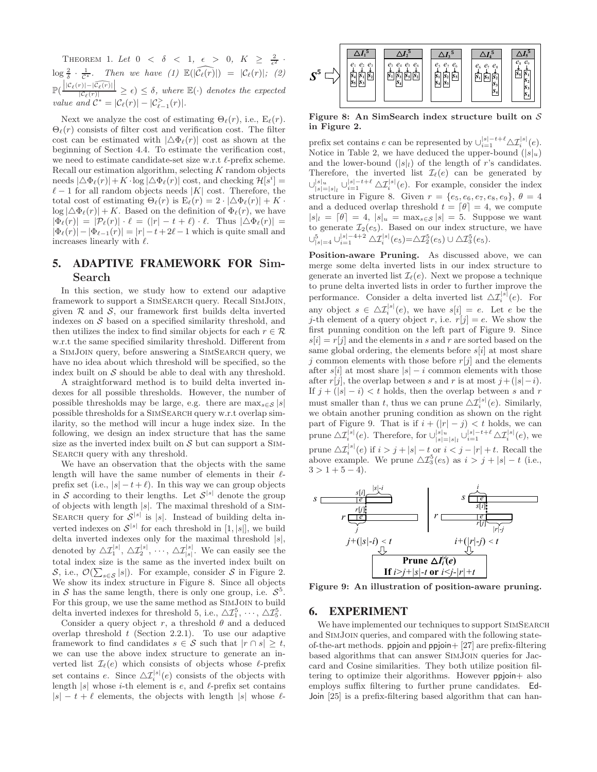THEOREM 1. *Let* $0 < \delta < 1$, $\epsilon > 0$, $K \geq \frac{2}{\epsilon^2} \cdot \log \frac{2}{\delta} \cdot \frac{1}{\mathcal{C}^*}$. *Then we have (1)* $\mathbb{E}(|\widehat{\mathcal{C}_\ell(r)}|) = |\mathcal{C}_\ell(r)|$; *(2)* $\mathbb{P}(\frac{\left||\mathcal{C}_\ell(r)| - |\widehat{\mathcal{C}_\ell(r)}|\right|}{|\mathcal{C}_\ell(r)|} \geq \epsilon) \leq \delta$, *where* $\mathbb{E}(\cdot)$ *denotes the expected value and* $\mathcal{C}^* = |\mathcal{C}_\ell(r)| - |\mathcal{C}^>_{\ell-1}(r)|$.

Next we analyze the cost of estimating $\Theta_\ell(r)$, i.e., $\mathrm{E}_\ell(r)$. $\Theta_\ell(r)$ consists of filter cost and verification cost. The filter cost can be estimated with $|\triangle\Phi_\ell(r)|$ cost as shown at the beginning of Section 4.4. To estimate the verification cost, we need to estimate candidate-set size w.r.t $\ell$-prefix scheme. Recall our estimation algorithm, selecting $K$ random objects needs $|\triangle\Phi_\ell(r)| + K \cdot \log|\triangle\Phi_\ell(r)|$ cost, and checking $\mathcal{H}[s^i] = \ell - 1$ for all random objects needs $|K|$ cost. Therefore, the total cost of estimating $\Theta_\ell(r)$ is $\mathrm{E}_\ell(r) = 2 \cdot |\triangle\Phi_\ell(r)| + K \cdot \log|\triangle\Phi_\ell(r)| + K$. Based on the definition of $\Phi_\ell(r)$, we have $|\Phi_\ell(r)| = |\mathcal{P}_\ell(r)| \cdot \ell = (|r| - t + \ell) \cdot \ell$. Thus $|\triangle\Phi_\ell(r)| = |\Phi_\ell(r)| - |\Phi_{\ell-1}(r)| = |r| - t + 2\ell - 1$ which is quite small and increases linearly with $\ell$.

## 5. ADAPTIVE FRAMEWORK FOR SimSearch

In this section, we study how to extend our adaptive framework to support a SIMSEARCH query. Recall SIMJOIN, given $\mathcal{R}$ and $\mathcal{S}$, our framework first builds delta inverted indexes on $\mathcal{S}$ based on a specified similarity threshold, and then utilizes the index to find similar objects for each $r \in \mathcal{R}$ w.r.t the same specified similarity threshold. Different from a SIMJOIN query, before answering a SIMSEARCH query, we have no idea about which threshold will be specified, so the index built on $\mathcal{S}$ should be able to deal with any threshold.

A straightforward method is to build delta inverted indexes for all possible thresholds. However, the number of possible thresholds may be large, e.g. there are $\max_{s \in \mathcal{S}} |s|$ possible thresholds for a SIMSEARCH query w.r.t overlap similarity, so the method will incur a huge index size. In the following, we design an index structure that has the same size as the inverted index built on $\mathcal{S}$ but can support a SIMSEARCH query with any threshold.

We have an observation that the objects with the same length will have the same number of elements in their $\ell$-prefix set (i.e., $|s| - t + \ell$). In this way we can group objects in $\mathcal{S}$ according to their lengths. Let $\mathcal{S}^{|s|}$ denote the group of objects with length $|s|$. The maximal threshold of a SIMSEARCH query for $\mathcal{S}^{|s|}$ is $|s|$. Instead of building delta inverted indexes on $\mathcal{S}^{|s|}$ for each threshold in $[1, |s|]$, we build delta inverted indexes only for the maximal threshold $|s|$, denoted by $\triangle\mathcal{I}_1^{|s|}, \triangle\mathcal{I}_2^{|s|}, \cdots, \triangle\mathcal{I}_{|s|}^{|s|}$. We can easily see the total index size is the same as the inverted index built on $\mathcal{S}$, i.e., $\mathcal{O}(\sum_{s \in \mathcal{S}} |s|)$. For example, consider $\mathcal{S}$ in Figure 2. We show its index structure in Figure 8. Since all objects in $\mathcal{S}$ has the same length, there is only one group, i.e. $\mathcal{S}^5$. For this group, we use the same method as SIMJOIN to build delta inverted indexes for threshold 5, i.e., $\triangle\mathcal{I}_1^5, \cdots, \triangle\mathcal{I}_5^5$.

Consider a query object $r$, a threshold $\theta$ and a deduced overlap threshold $t$ (Section 2.2.1). To use our adaptive framework to find candidates $s \in \mathcal{S}$ such that $|r \cap s| \geq t$, we can use the above index structure to generate an inverted list $\mathcal{I}_\ell(e)$ which consists of objects whose $\ell$-prefix set contains $e$. Since $\triangle\mathcal{I}_i^{|s|}(e)$ consists of the objects with length $|s|$ whose $i$-th element is $e$, and $\ell$-prefix set contains $|s| - t + \ell$ elements, the objects with length $|s|$ whose $\ell$-prefix set contains $e$ can be represented by $\cup_{i=1}^{|s|-t+\ell} \triangle\mathcal{I}_i^{|s|}(e)$. Notice in Table 2, we have deduced the upper-bound ($|s|_u$) and the lower-bound ($|s|_l$) of the length of $r$'s candidates. Therefore, the inverted list $\mathcal{I}_\ell(e)$ can be generated by $\cup_{|s|=|s|_l}^{|s|_u} \cup_{i=1}^{|s|-t+\ell} \triangle\mathcal{I}_i^{|s|}(e)$. For example, consider the index structure in Figure 8. Given $r = \{e_5, e_6, e_7, e_8, e_9\}$, $\theta = 4$ and a deduced overlap threshold $t = \lceil\theta\rceil = 4$, we compute $|s|_l = \lceil\theta\rceil = 4$, $|s|_u = \max_{s \in \mathcal{S}} |s| = 5$. Suppose we want to generate $\mathcal{I}_2(e_5)$. Based on our index structure, we have $\cup_{|s|=4}^{5} \cup_{i=1}^{|s|-4+2} \triangle\mathcal{I}_i^{|s|}(e_5) = \triangle\mathcal{I}_2^5(e_5) \cup \triangle\mathcal{I}_3^5(e_5)$.

Figure 8: An SimSearch index structure built on $\mathcal{S}$ in Figure 2.

**Position-aware Pruning.** As discussed above, we can merge some delta inverted lists in our index structure to generate an inverted list $\mathcal{I}_\ell(e)$. Next we propose a technique to prune delta inverted lists in order to further improve the performance. Consider a delta inverted list $\triangle\mathcal{I}_i^{|s|}(e)$. For any object $s \in \triangle\mathcal{I}_i^{|s|}(e)$, we have $s[i] = e$. Let $e$ be the $j$-th element of a query object $r$, i.e. $r[j] = e$. We show the first punning condition on the left part of Figure 9. Since $s[i] = r[j]$ and the elements in $s$ and $r$ are sorted based on the same global ordering, the elements before $s[i]$ at most share $j$ common elements with those before $r[j]$ and the elements after $s[i]$ at most share $|s| - i$ common elements with those after $r[j]$, the overlap between $s$ and $r$ is at most $j + (|s| - i)$. If $j + (|s| - i) < t$ holds, then the overlap between $s$ and $r$ must smaller than $t$, thus we can prune $\triangle\mathcal{I}_i^{|s|}(e)$. Similarly, we obtain another pruning condition as shown on the right part of Figure 9. That is if $i + (|r| - j) < t$ holds, we can prune $\triangle\mathcal{I}_i^{|s|}(e)$. Therefore, for $\cup_{|s|=|s|_l}^{|s|_u} \cup_{i=1}^{|s|-t+\ell} \triangle\mathcal{I}_i^{|s|}(e)$, we prune $\triangle\mathcal{I}_i^{|s|}(e)$ if $i > j + |s| - t$ or $i < j - |r| + t$. Recall the above example. We prune $\triangle\mathcal{I}_3^5(e_5)$ as $i > j + |s| - t$ (i.e., $3 > 1 + 5 - 4$).

Figure 9: An illustration of position-aware pruning.

## 6. EXPERIMENT

We have implemented our techniques to support SIMSEARCH and SIMJOIN queries, and compared with the following state-of-the-art methods. ppjoin and ppjoin+ [27] are prefix-filtering based algorithms that can answer SIMJOIN queries for Jaccard and Cosine similarities. They both utilize position filtering to optimize their algorithms. However ppjoin+ also employs suffix filtering to further prune candidates. EdJoin [25] is a prefix-filtering based algorithm that can han-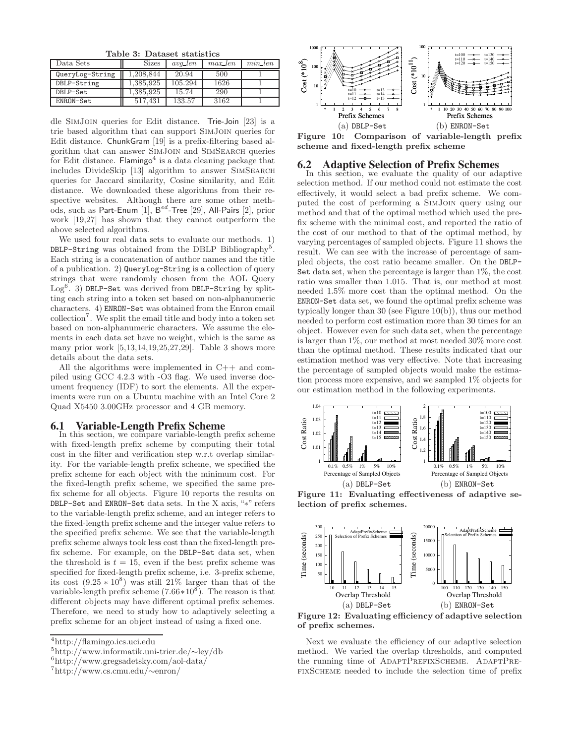**Table 3: Dataset statistics**

| Data Sets | Sizes | avg_len | max_len | min_len |
| --- | --- | --- | --- | --- |
| QueryLog-String | 1,208,844 | 20.94 | 500 | 1 |
| DBLP-String | 1,385,925 | 105.294 | 1626 | 1 |
| DBLP-Set | 1,385,925 | 15.74 | 290 | 1 |
| ENRON-Set | 517,431 | 133.57 | 3162 | 1 |

dle SimJoin queries for Edit distance. Trie-Join [23] is a trie based algorithm that can support SimJoin queries for Edit distance. ChunkGram [19] is a prefix-filtering based algorithm that can answer SimJoin and SimSearch queries for Edit distance. Flamingo[4] is a data cleaning package that includes DivideSkip [13] algorithm to answer SimSearch queries for Jaccard similarity, Cosine similarity, and Edit distance. We downloaded these algorithms from their respective websites. Although there are some other methods, such as Part-Enum [1], $B^{ed}$-Tree [29], All-Pairs [2], prior work [19,27] has shown that they cannot outperform the above selected algorithms.

We used four real data sets to evaluate our methods. 1) DBLP-String was obtained from the DBLP Bibliography[5]. Each string is a concatenation of author names and the title of a publication. 2) QueryLog-String is a collection of query strings that were randomly chosen from the AOL Query Log[6]. 3) DBLP-Set was derived from DBLP-String by splitting each string into a token set based on non-alphanumeric characters. 4) ENRON-Set was obtained from the Enron email collection[7]. We split the email title and body into a token set based on non-alphanumeric characters. We assume the elements in each data set have no weight, which is the same as many prior work [5,13,14,19,25,27,29]. Table 3 shows more details about the data sets.

All the algorithms were implemented in C++ and compiled using GCC 4.2.3 with -O3 flag. We used inverse document frequency (IDF) to sort the elements. All the experiments were run on a Ubuntu machine with an Intel Core 2 Quad X5450 3.00GHz processor and 4 GB memory.

## 6.1 Variable-Length Prefix Scheme

In this section, we compare variable-length prefix scheme with fixed-length prefix scheme by computing their total cost in the filter and verification step w.r.t overlap similarity. For the variable-length prefix scheme, we specified the prefix scheme for each object with the minimum cost. For the fixed-length prefix scheme, we specified the same prefix scheme for all objects. Figure 10 reports the results on DBLP-Set and ENRON-Set data sets. In the X axis, "*" refers to the variable-length prefix scheme, and an integer refers to the fixed-length prefix scheme and the integer value refers to the specified prefix scheme. We see that the variable-length prefix scheme always took less cost than the fixed-length prefix scheme. For example, on the DBLP-Set data set, when the threshold is $t = 15$, even if the best prefix scheme was specified for fixed-length prefix scheme, i.e. 3-prefix scheme, its cost $(9.25 * 10^8)$ was still 21% larger than that of the variable-length prefix scheme $(7.66 * 10^8)$. The reason is that different objects may have different optimal prefix schemes. Therefore, we need to study how to adaptively selecting a prefix scheme for an object instead of using a fixed one.

[4] http://flamingo.ics.uci.edu

[5] http://www.informatik.uni-trier.de/∼ley/db

[6] http://www.gregsadetsky.com/aol-data/

[7] http://www.cs.cmu.edu/∼enron/

(a) DBLP-Set (b) ENRON-Set

**Figure 10: Comparison of variable-length prefix scheme and fixed-length prefix scheme**

## 6.2 Adaptive Selection of Prefix Schemes

In this section, we evaluate the quality of our adaptive selection method. If our method could not estimate the cost effectively, it would select a bad prefix scheme. We computed the cost of performing a SimJoin query using our method and that of the optimal method which used the prefix scheme with the minimal cost, and reported the ratio of the cost of our method to that of the optimal method, by varying percentages of sampled objects. Figure 11 shows the result. We can see with the increase of percentage of sampled objects, the cost ratio became smaller. On the DBLP-Set data set, when the percentage is larger than 1%, the cost ratio was smaller than 1.015. That is, our method at most needed 1.5% more cost than the optimal method. On the ENRON-Set data set, we found the optimal prefix scheme was typically longer than 30 (see Figure 10(b)), thus our method needed to perform cost estimation more than 30 times for an object. However even for such data set, when the percentage is larger than 1%, our method at most needed 30% more cost than the optimal method. These results indicated that our estimation method was very effective. Note that increasing the percentage of sampled objects would make the estimation process more expensive, and we sampled 1% objects for our estimation method in the following experiments.

(a) DBLP-Set (b) ENRON-Set

**Figure 11: Evaluating effectiveness of adaptive selection of prefix schemes.**

(a) DBLP-Set (b) ENRON-Set

**Figure 12: Evaluating efficiency of adaptive selection of prefix schemes.**

Next we evaluate the efficiency of our adaptive selection method. We varied the overlap thresholds, and computed the running time of AdaptPrefixScheme. AdaptPrefixScheme needed to include the selection time of prefix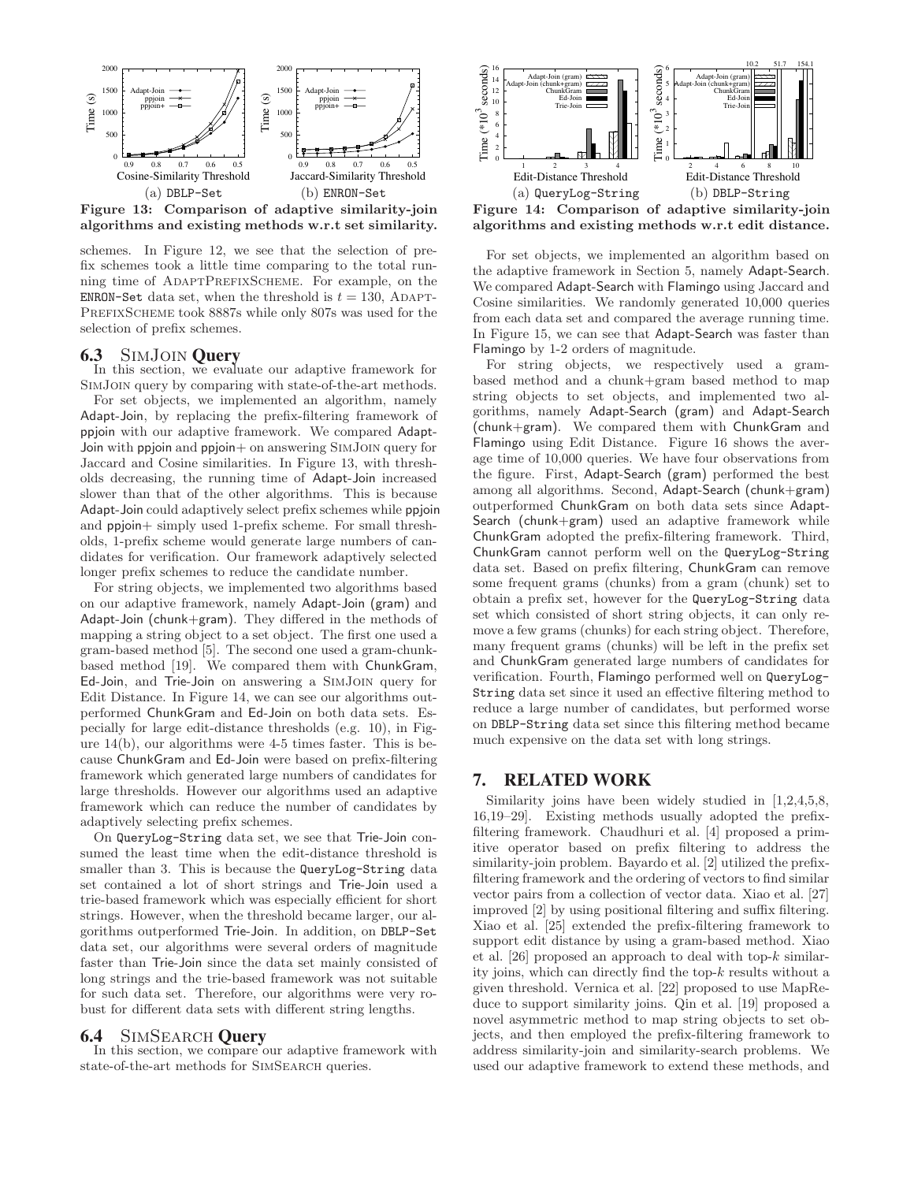Figure 13: Comparison of adaptive similarity-join algorithms and existing methods w.r.t set similarity.

(a) DBLP-Set (b) ENRON-Set

Figure 14: Comparison of adaptive similarity-join algorithms and existing methods w.r.t edit distance.

(a) QueryLog-String (b) DBLP-String

schemes. In Figure 12, we see that the selection of prefix schemes took a little time comparing to the total running time of AdaptPrefixScheme. For example, on the ENRON-Set data set, when the threshold is $t = 130$, AdaptPrefixScheme took 8887s while only 807s was used for the selection of prefix schemes.

### 6.3 SimJoin Query

In this section, we evaluate our adaptive framework for SimJoin query by comparing with state-of-the-art methods.

For set objects, we implemented an algorithm, namely Adapt-Join, by replacing the prefix-filtering framework of ppjoin with our adaptive framework. We compared Adapt-Join with ppjoin and ppjoin+ on answering SimJoin query for Jaccard and Cosine similarities. In Figure 13, with thresholds decreasing, the running time of Adapt-Join increased slower than that of the other algorithms. This is because Adapt-Join could adaptively select prefix schemes while ppjoin and ppjoin+ simply used 1-prefix scheme. For small thresholds, 1-prefix scheme would generate large numbers of candidates for verification. Our framework adaptively selected longer prefix schemes to reduce the candidate number.

For string objects, we implemented two algorithms based on our adaptive framework, namely Adapt-Join (gram) and Adapt-Join (chunk+gram). They differed in the methods of mapping a string object to a set object. The first one used a gram-based method [5]. The second one used a gram-chunk-based method [19]. We compared them with ChunkGram, Ed-Join, and Trie-Join on answering a SimJoin query for Edit Distance. In Figure 14, we can see our algorithms outperformed ChunkGram and Ed-Join on both data sets. Especially for large edit-distance thresholds (e.g. 10), in Figure 14(b), our algorithms were 4-5 times faster. This is because ChunkGram and Ed-Join were based on prefix-filtering framework which generated large numbers of candidates for large thresholds. However our algorithms used an adaptive framework which can reduce the number of candidates by adaptively selecting prefix schemes.

On QueryLog-String data set, we see that Trie-Join consumed the least time when the edit-distance threshold is smaller than 3. This is because the QueryLog-String data set contained a lot of short strings and Trie-Join used a trie-based framework which was especially efficient for short strings. However, when the threshold became larger, our algorithms outperformed Trie-Join. In addition, on DBLP-Set data set, our algorithms were several orders of magnitude faster than Trie-Join since the data set mainly consisted of long strings and the trie-based framework was not suitable for such data set. Therefore, our algorithms were very robust for different data sets with different string lengths.

### 6.4 SimSearch Query

In this section, we compare our adaptive framework with state-of-the-art methods for SimSearch queries.

For set objects, we implemented an algorithm based on the adaptive framework in Section 5, namely Adapt-Search. We compared Adapt-Search with Flamingo using Jaccard and Cosine similarities. We randomly generated 10,000 queries from each data set and compared the average running time. In Figure 15, we can see that Adapt-Search was faster than Flamingo by 1-2 orders of magnitude.

For string objects, we respectively used a gram-based method and a chunk+gram based method to map string objects to set objects, and implemented two algorithms, namely Adapt-Search (gram) and Adapt-Search (chunk+gram). We compared them with ChunkGram and Flamingo using Edit Distance. Figure 16 shows the average time of 10,000 queries. We have four observations from the figure. First, Adapt-Search (gram) performed the best among all algorithms. Second, Adapt-Search (chunk+gram) outperformed ChunkGram on both data sets since Adapt-Search (chunk+gram) used an adaptive framework while ChunkGram adopted the prefix-filtering framework. Third, ChunkGram cannot perform well on the QueryLog-String data set. Based on prefix filtering, ChunkGram can remove some frequent grams (chunks) from a gram (chunk) set to obtain a prefix set, however for the QueryLog-String data set which consisted of short string objects, it can only remove a few grams (chunks) for each string object. Therefore, many frequent grams (chunks) will be left in the prefix set and ChunkGram generated large numbers of candidates for verification. Fourth, Flamingo performed well on QueryLog-String data set since it used an effective filtering method to reduce a large number of candidates, but performed worse on DBLP-String data set since this filtering method became much expensive on the data set with long strings.

## 7. RELATED WORK

Similarity joins have been widely studied in [1,2,4,5,8, 16,19–29]. Existing methods usually adopted the prefix-filtering framework. Chaudhuri et al. [4] proposed a primitive operator based on prefix filtering to address the similarity-join problem. Bayardo et al. [2] utilized the prefix-filtering framework and the ordering of vectors to find similar vector pairs from a collection of vector data. Xiao et al. [27] improved [2] by using positional filtering and suffix filtering. Xiao et al. [25] extended the prefix-filtering framework to support edit distance by using a gram-based method. Xiao et al. [26] proposed an approach to deal with top-$k$ similarity joins, which can directly find the top-$k$ results without a given threshold. Vernica et al. [22] proposed to use MapReduce to support similarity joins. Qin et al. [19] proposed a novel asymmetric method to map string objects to set objects, and then employed the prefix-filtering framework to address similarity-join and similarity-search problems. We used our adaptive framework to extend these methods, and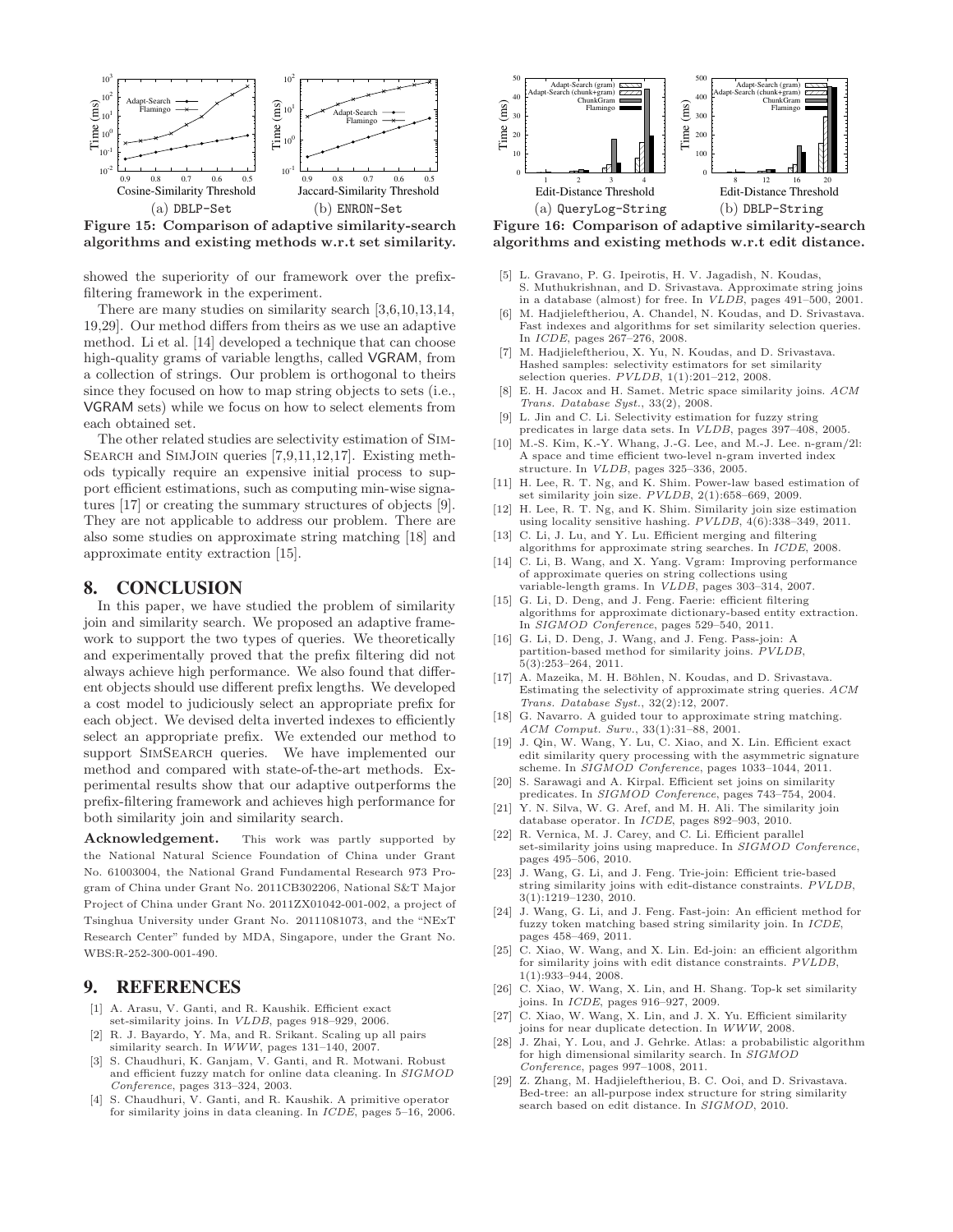10[3]
10[2]
10[1]
10[0]
10[-1]
10[-2]
Time (ms)
Adapt-Search
Flamingo
0.9 0.8 0.7 0.6 0.5
Cosine-Similarity Threshold
(a) DBLP-Set

10[2]
10[1]
10[0]
10[-1]
Time (ms)
Adapt-Search
Flamingo
0.9 0.8 0.7 0.6 0.5
Jaccard-Similarity Threshold
(b) ENRON-Set

**Figure 15: Comparison of adaptive similarity-search algorithms and existing methods w.r.t set similarity.**

50
40
30
20
10
0
Time (ms)
Adapt-Search (gram)
Adapt-Search (chunk+gram)
ChunkGram
Flamingo
1 2 3 4
Edit-Distance Threshold
(a) QueryLog-String

500
400
300
200
100
0
Time (ms)
Adapt-Search (gram)
Adapt-Search (chunk+gram)
ChunkGram
Flamingo
8 12 16 20
Edit-Distance Threshold
(b) DBLP-String

**Figure 16: Comparison of adaptive similarity-search algorithms and existing methods w.r.t edit distance.**

showed the superiority of our framework over the prefix-filtering framework in the experiment.

There are many studies on similarity search [3,6,10,13,14,19,29]. Our method differs from theirs as we use an adaptive method. Li et al. [14] developed a technique that can choose high-quality grams of variable lengths, called VGRAM, from a collection of strings. Our problem is orthogonal to theirs since they focused on how to map string objects to sets (i.e., VGRAM sets) while we focus on how to select elements from each obtained set.

The other related studies are selectivity estimation of SimSearch and SimJoin queries [7,9,11,12,17]. Existing methods typically require an expensive initial process to support efficient estimations, such as computing min-wise signatures [17] or creating the summary structures of objects [9]. They are not applicable to address our problem. There are also some studies on approximate string matching [18] and approximate entity extraction [15].

# 8. CONCLUSION

In this paper, we have studied the problem of similarity join and similarity search. We proposed an adaptive framework to support the two types of queries. We theoretically and experimentally proved that the prefix filtering did not always achieve high performance. We also found that different objects should use different prefix lengths. We developed a cost model to judiciously select an appropriate prefix for each object. We devised delta inverted indexes to efficiently select an appropriate prefix. We extended our method to support SimSearch queries. We have implemented our method and compared with state-of-the-art methods. Experimental results show that our adaptive outperforms the prefix-filtering framework and achieves high performance for both similarity join and similarity search.

**Acknowledgement.** This work was partly supported by the National Natural Science Foundation of China under Grant No. 61003004, the National Grand Fundamental Research 973 Program of China under Grant No. 2011CB302206, National S&T Major Project of China under Grant No. 2011ZX01042-001-002, a project of Tsinghua University under Grant No. 20111081073, and the "NExT Research Center" funded by MDA, Singapore, under the Grant No. WBS:R-252-300-001-490.

# 9. REFERENCES

[1] A. Arasu, V. Ganti, and R. Kaushik. Efficient exact set-similarity joins. In *VLDB*, pages 918–929, 2006.

[2] R. J. Bayardo, Y. Ma, and R. Srikant. Scaling up all pairs similarity search. In *WWW*, pages 131–140, 2007.

[3] S. Chaudhuri, K. Ganjam, V. Ganti, and R. Motwani. Robust and efficient fuzzy match for online data cleaning. In *SIGMOD Conference*, pages 313–324, 2003.

[4] S. Chaudhuri, V. Ganti, and R. Kaushik. A primitive operator for similarity joins in data cleaning. In *ICDE*, pages 5–16, 2006.

[5] L. Gravano, P. G. Ipeirotis, H. V. Jagadish, N. Koudas, S. Muthukrishnan, and D. Srivastava. Approximate string joins in a database (almost) for free. In *VLDB*, pages 491–500, 2001.

[6] M. Hadjieleftheriou, A. Chandel, N. Koudas, and D. Srivastava. Fast indexes and algorithms for set similarity selection queries. In *ICDE*, pages 267–276, 2008.

[7] M. Hadjieleftheriou, X. Yu, N. Koudas, and D. Srivastava. Hashed samples: selectivity estimators for set similarity selection queries. *PVLDB*, 1(1):201–212, 2008.

[8] E. H. Jacox and H. Samet. Metric space similarity joins. *ACM Trans. Database Syst.*, 33(2), 2008.

[9] L. Jin and C. Li. Selectivity estimation for fuzzy string predicates in large data sets. In *VLDB*, pages 397–408, 2005.

[10] M.-S. Kim, K.-Y. Whang, J.-G. Lee, and M.-J. Lee. n-gram/2l: A space and time efficient two-level n-gram inverted index structure. In *VLDB*, pages 325–336, 2005.

[11] H. Lee, R. T. Ng, and K. Shim. Power-law based estimation of set similarity join size. *PVLDB*, 2(1):658–669, 2009.

[12] H. Lee, R. T. Ng, and K. Shim. Similarity join size estimation using locality sensitive hashing. *PVLDB*, 4(6):338–349, 2011.

[13] C. Li, J. Lu, and Y. Lu. Efficient merging and filtering algorithms for approximate string searches. In *ICDE*, 2008.

[14] C. Li, B. Wang, and X. Yang. Vgram: Improving performance of approximate queries on string collections using variable-length grams. In *VLDB*, pages 303–314, 2007.

[15] G. Li, D. Deng, and J. Feng. Faerie: efficient filtering algorithms for approximate dictionary-based entity extraction. In *SIGMOD Conference*, pages 529–540, 2011.

[16] G. Li, D. Deng, J. Wang, and J. Feng. Pass-join: A partition-based method for similarity joins. *PVLDB*, 5(3):253–264, 2011.

[17] A. Mazeika, M. H. Böhlen, N. Koudas, and D. Srivastava. Estimating the selectivity of approximate string queries. *ACM Trans. Database Syst.*, 32(2):12, 2007.

[18] G. Navarro. A guided tour to approximate string matching. *ACM Comput. Surv.*, 33(1):31–88, 2001.

[19] J. Qin, W. Wang, Y. Lu, C. Xiao, and X. Lin. Efficient exact edit similarity query processing with the asymmetric signature scheme. In *SIGMOD Conference*, pages 1033–1044, 2011.

[20] S. Sarawagi and A. Kirpal. Efficient set joins on similarity predicates. In *SIGMOD Conference*, pages 743–754, 2004.

[21] Y. N. Silva, W. G. Aref, and M. H. Ali. The similarity join database operator. In *ICDE*, pages 892–903, 2010.

[22] R. Vernica, M. J. Carey, and C. Li. Efficient parallel set-similarity joins using mapreduce. In *SIGMOD Conference*, pages 495–506, 2010.

[23] J. Wang, G. Li, and J. Feng. Trie-join: Efficient trie-based string similarity joins with edit-distance constraints. *PVLDB*, 3(1):1219–1230, 2010.

[24] J. Wang, G. Li, and J. Feng. Fast-join: An efficient method for fuzzy token matching based string similarity join. In *ICDE*, pages 458–469, 2011.

[25] C. Xiao, W. Wang, and X. Lin. Ed-join: an efficient algorithm for similarity joins with edit distance constraints. *PVLDB*, 1(1):933–944, 2008.

[26] C. Xiao, W. Wang, X. Lin, and H. Shang. Top-k set similarity joins. In *ICDE*, pages 916–927, 2009.

[27] C. Xiao, W. Wang, X. Lin, and J. X. Yu. Efficient similarity joins for near duplicate detection. In *WWW*, 2008.

[28] J. Zhai, Y. Lou, and J. Gehrke. Atlas: a probabilistic algorithm for high dimensional similarity search. In *SIGMOD Conference*, pages 997–1008, 2011.

[29] Z. Zhang, M. Hadjieleftheriou, B. C. Ooi, and D. Srivastava. Bed-tree: an all-purpose index structure for string similarity search based on edit distance. In *SIGMOD*, 2010.